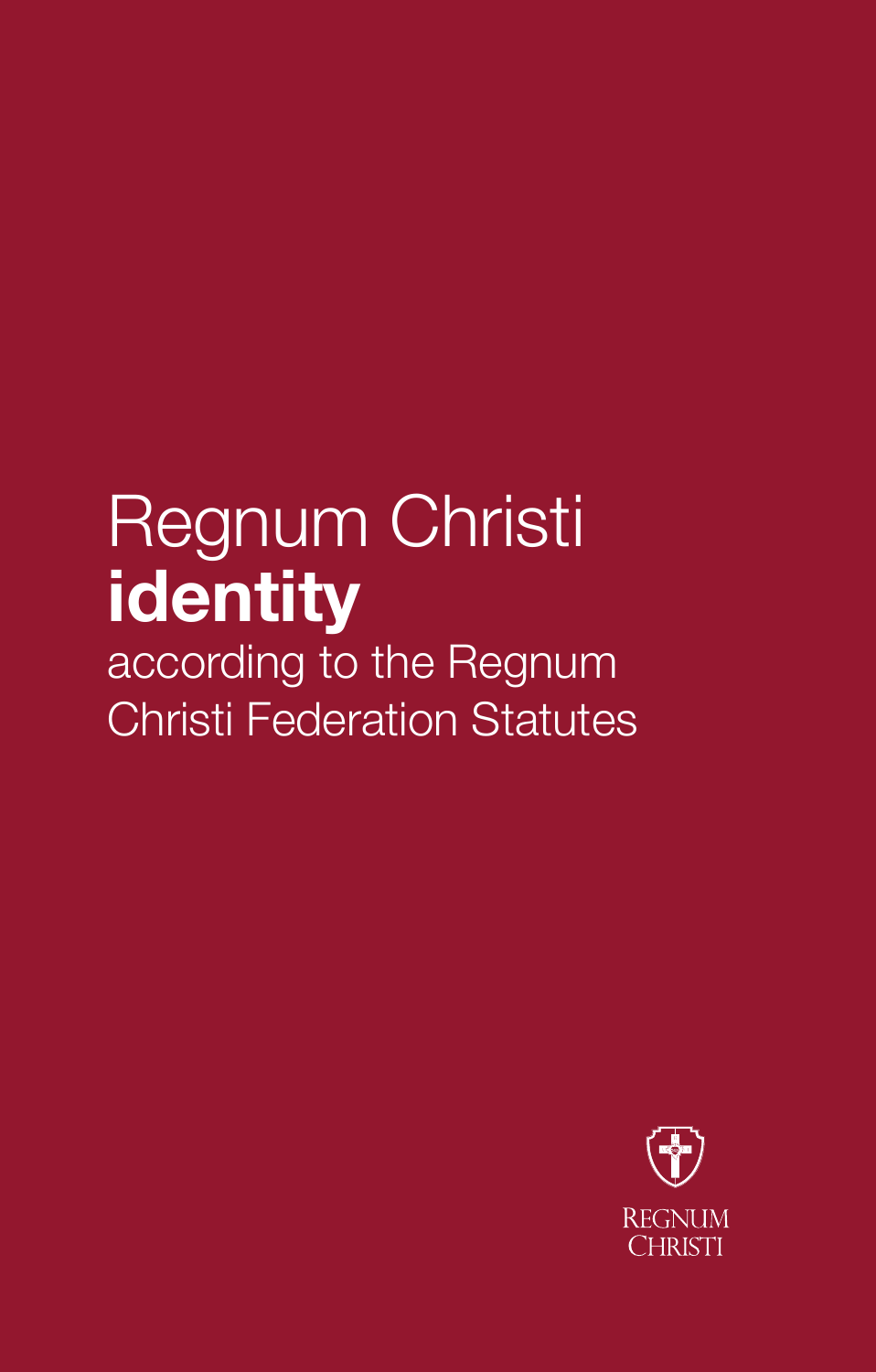# Regnum Christi **identity**

according to the Regnum Christi Federation Statutes

REGNUM CHRISTI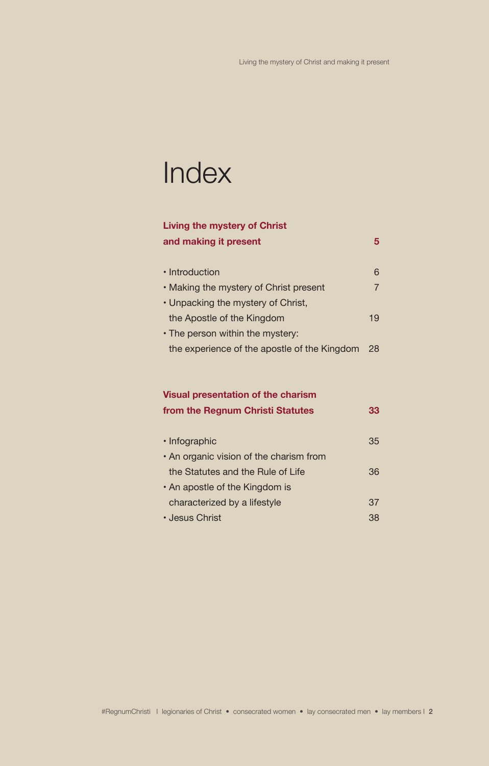# Index

**Living the mystery of Christ and making it present** **5**

- Introduction 6
- Making the mystery of Christ present 7
- Unpacking the mystery of Christ, the Apostle of the Kingdom 19
- The person within the mystery: the experience of the apostle of the Kingdom 28

**Visual presentation of the charism from the Regnum Christi Statutes** **33**

- Infographic 35
- An organic vision of the charism from the Statutes and the Rule of Life 36
- An apostle of the Kingdom is characterized by a lifestyle 37
- Jesus Christ 38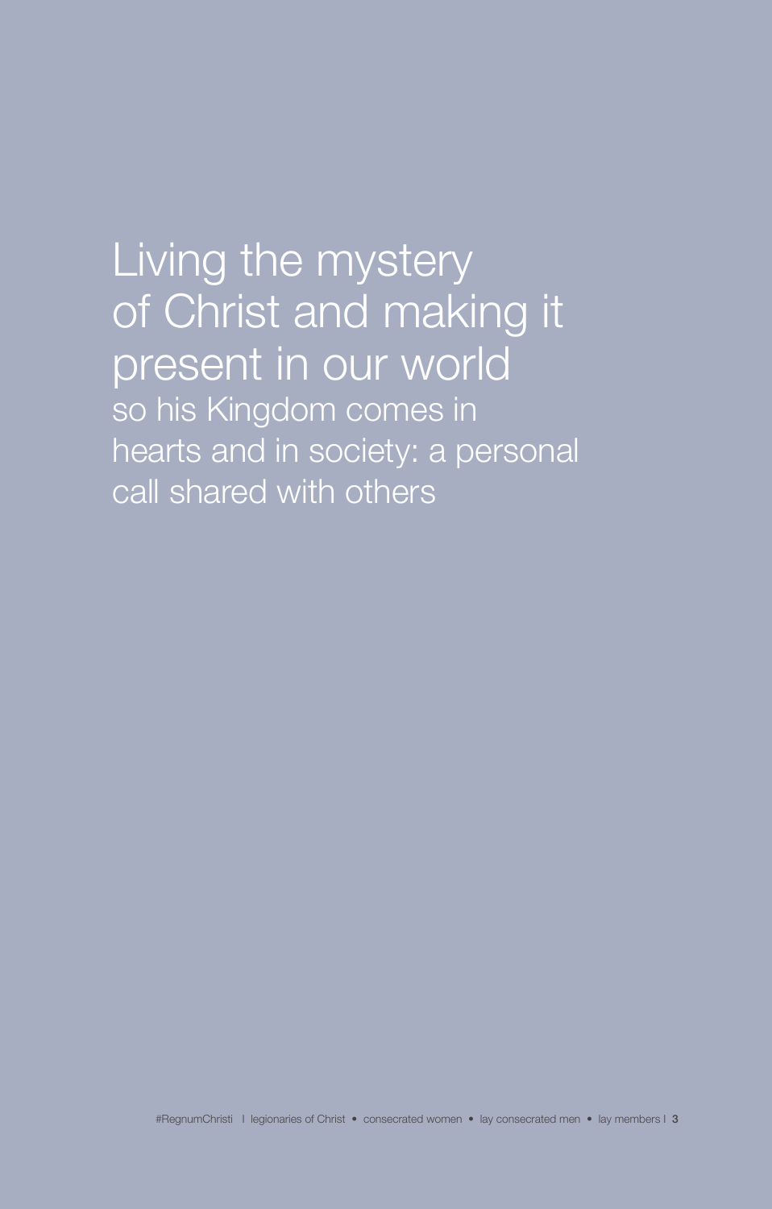# Living the mystery of Christ and making it present in our world

so his Kingdom comes in hearts and in society: a personal call shared with others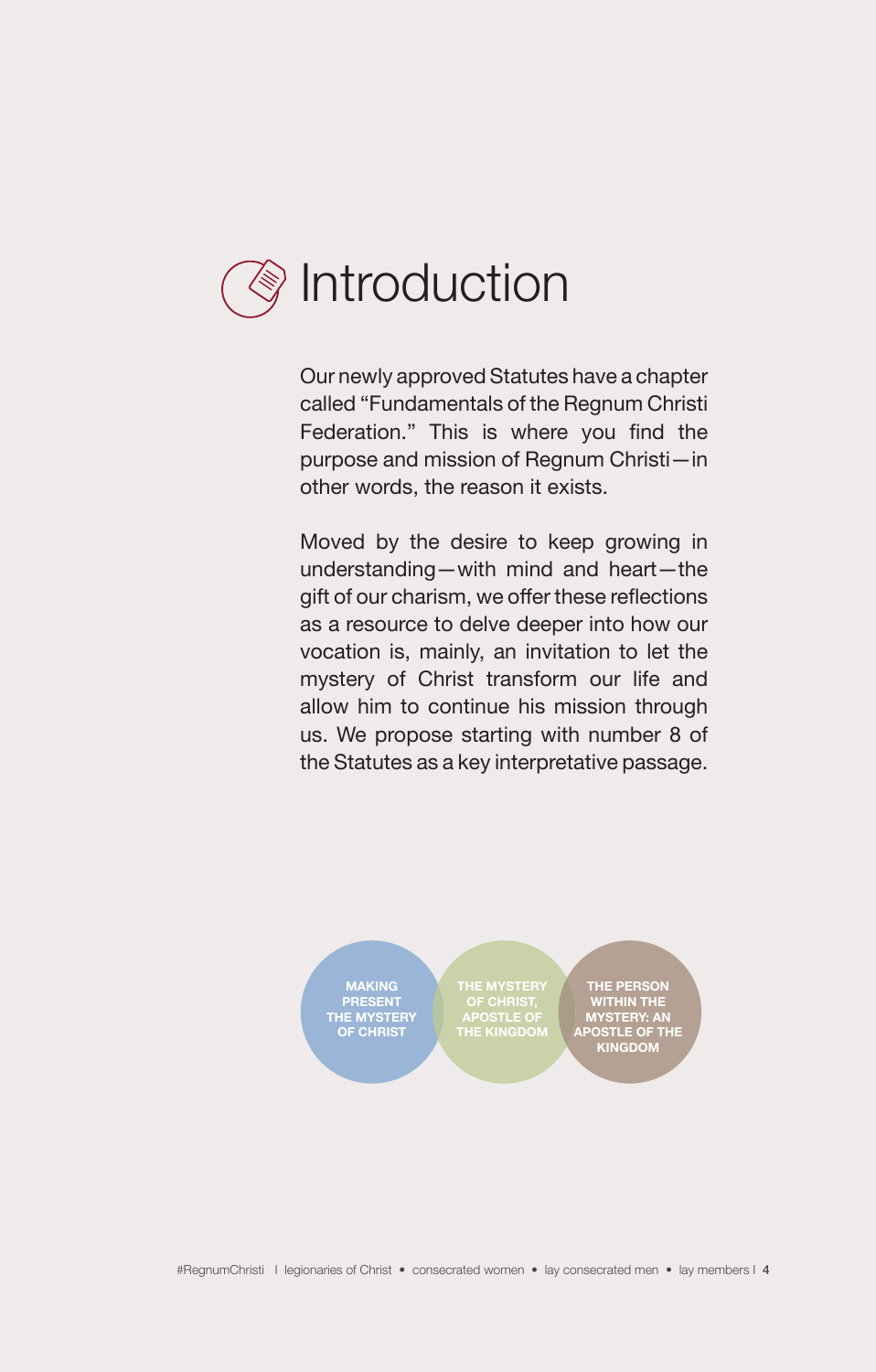# Introduction

Our newly approved Statutes have a chapter called "Fundamentals of the Regnum Christi Federation." This is where you find the purpose and mission of Regnum Christi—in other words, the reason it exists.

Moved by the desire to keep growing in understanding—with mind and heart—the gift of our charism, we offer these reflections as a resource to delve deeper into how our vocation is, mainly, an invitation to let the mystery of Christ transform our life and allow him to continue his mission through us. We propose starting with number 8 of the Statutes as a key interpretative passage.

MAKING PRESENT THE MYSTERY OF CHRIST

THE MYSTERY OF CHRIST, APOSTLE OF THE KINGDOM

THE PERSON WITHIN THE MYSTERY: AN APOSTLE OF THE KINGDOM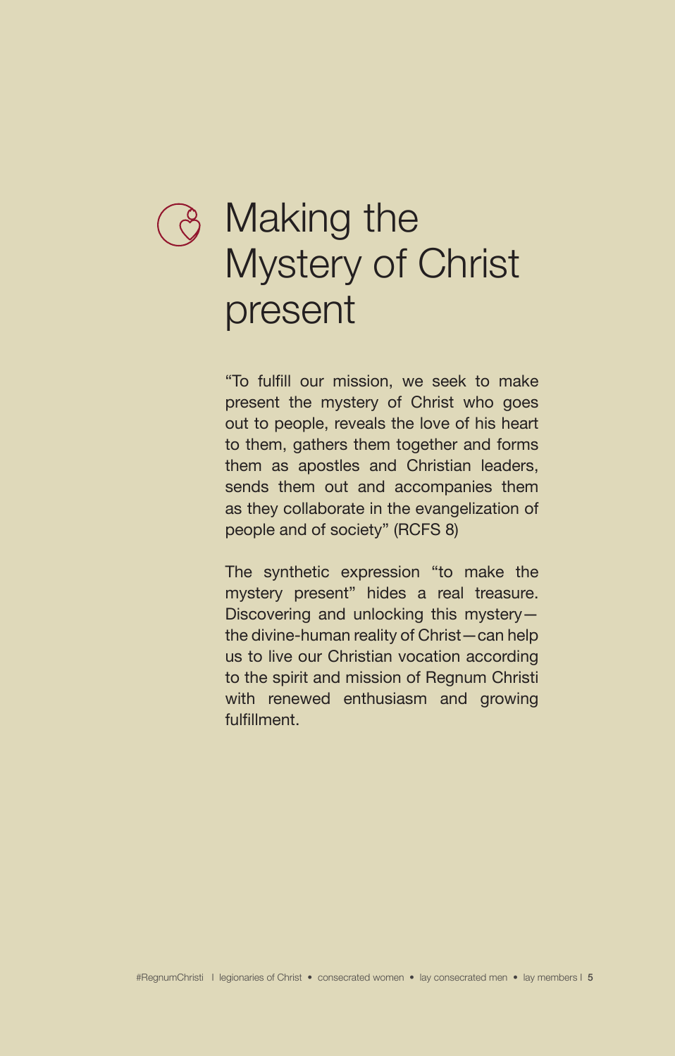# Making the Mystery of Christ present

"To fulfill our mission, we seek to make present the mystery of Christ who goes out to people, reveals the love of his heart to them, gathers them together and forms them as apostles and Christian leaders, sends them out and accompanies them as they collaborate in the evangelization of people and of society" (RCFS 8)

The synthetic expression "to make the mystery present" hides a real treasure. Discovering and unlocking this mystery—the divine-human reality of Christ—can help us to live our Christian vocation according to the spirit and mission of Regnum Christi with renewed enthusiasm and growing fulfillment.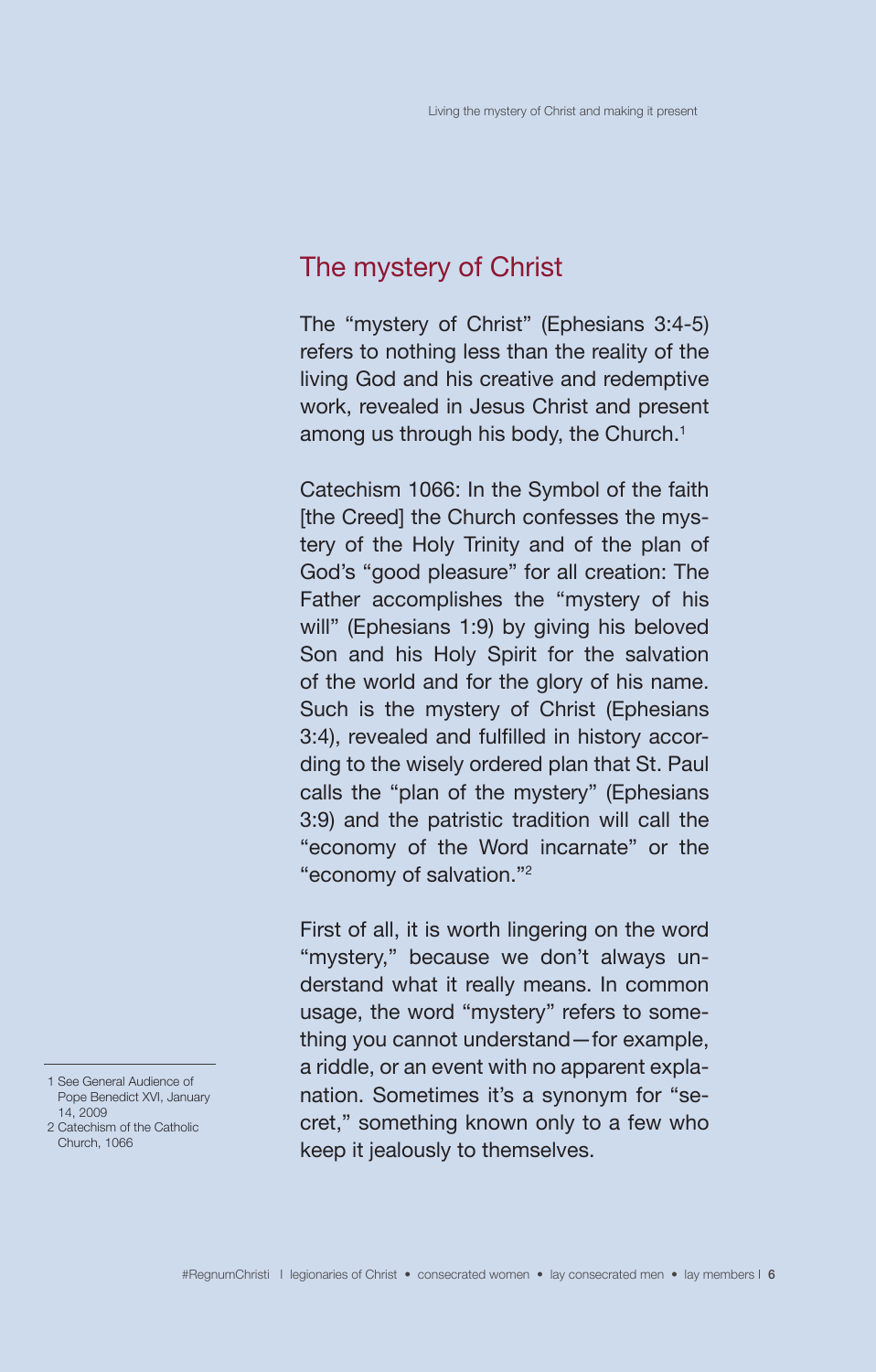## The mystery of Christ

The "mystery of Christ" (Ephesians 3:4-5) refers to nothing less than the reality of the living God and his creative and redemptive work, revealed in Jesus Christ and present among us through his body, the Church.[1]

Catechism 1066: In the Symbol of the faith [the Creed] the Church confesses the mystery of the Holy Trinity and of the plan of God's "good pleasure" for all creation: The Father accomplishes the "mystery of his will" (Ephesians 1:9) by giving his beloved Son and his Holy Spirit for the salvation of the world and for the glory of his name. Such is the mystery of Christ (Ephesians 3:4), revealed and fulfilled in history according to the wisely ordered plan that St. Paul calls the "plan of the mystery" (Ephesians 3:9) and the patristic tradition will call the "economy of the Word incarnate" or the "economy of salvation."[2]

First of all, it is worth lingering on the word "mystery," because we don't always understand what it really means. In common usage, the word "mystery" refers to something you cannot understand—for example, a riddle, or an event with no apparent explanation. Sometimes it's a synonym for "secret," something known only to a few who keep it jealously to themselves.

1 See General Audience of Pope Benedict XVI, January 14, 2009
2 Catechism of the Catholic Church, 1066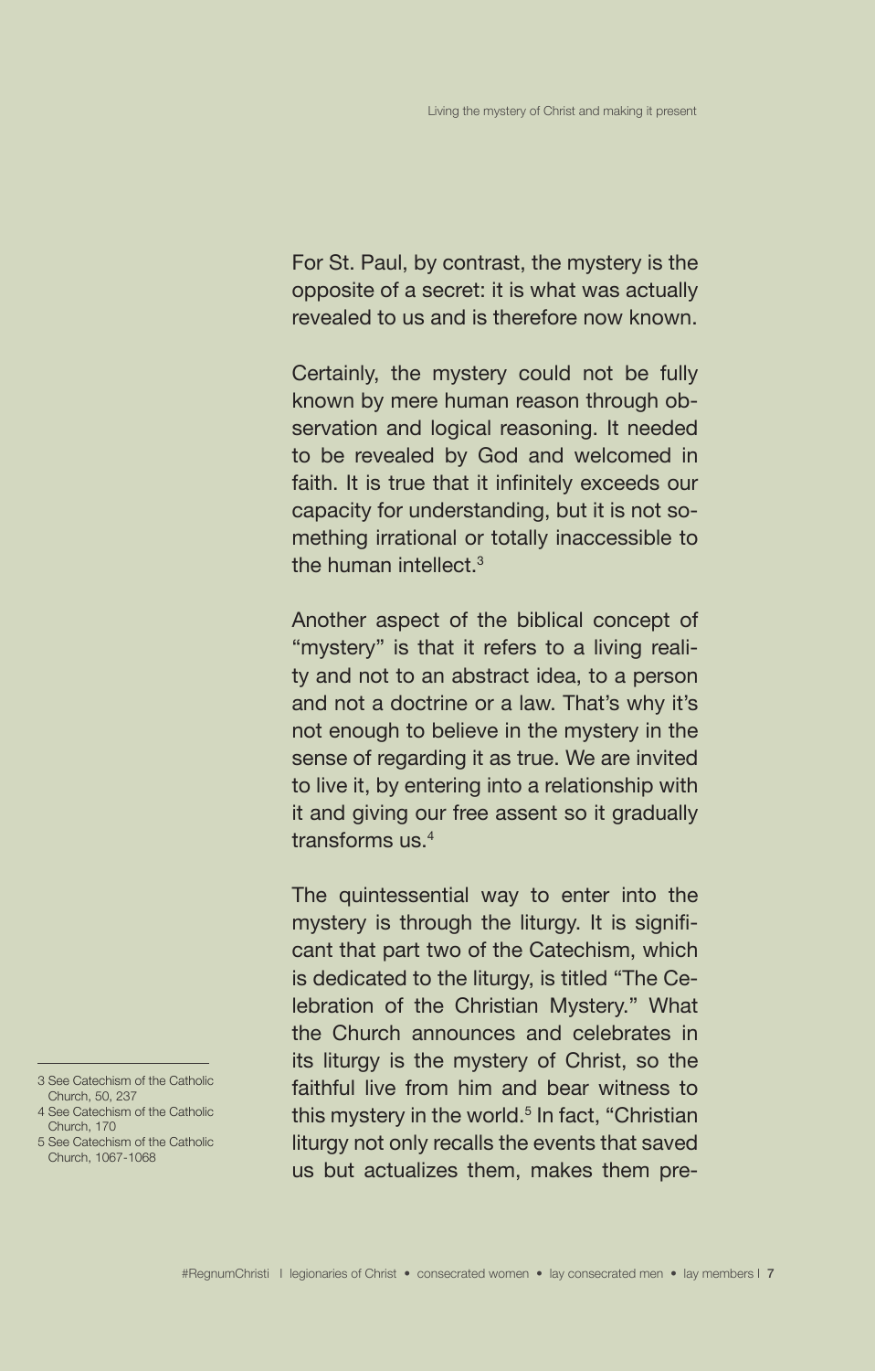For St. Paul, by contrast, the mystery is the opposite of a secret: it is what was actually revealed to us and is therefore now known.

Certainly, the mystery could not be fully known by mere human reason through observation and logical reasoning. It needed to be revealed by God and welcomed in faith. It is true that it infinitely exceeds our capacity for understanding, but it is not something irrational or totally inaccessible to the human intellect.[3]

Another aspect of the biblical concept of "mystery" is that it refers to a living reality and not to an abstract idea, to a person and not a doctrine or a law. That's why it's not enough to believe in the mystery in the sense of regarding it as true. We are invited to live it, by entering into a relationship with it and giving our free assent so it gradually transforms us.[4]

The quintessential way to enter into the mystery is through the liturgy. It is significant that part two of the Catechism, which is dedicated to the liturgy, is titled "The Celebration of the Christian Mystery." What the Church announces and celebrates in its liturgy is the mystery of Christ, so the faithful live from him and bear witness to this mystery in the world.[5] In fact, "Christian liturgy not only recalls the events that saved us but actualizes them, makes them pre-

---

3 See Catechism of the Catholic Church, 50, 237

4 See Catechism of the Catholic Church, 170

5 See Catechism of the Catholic Church, 1067-1068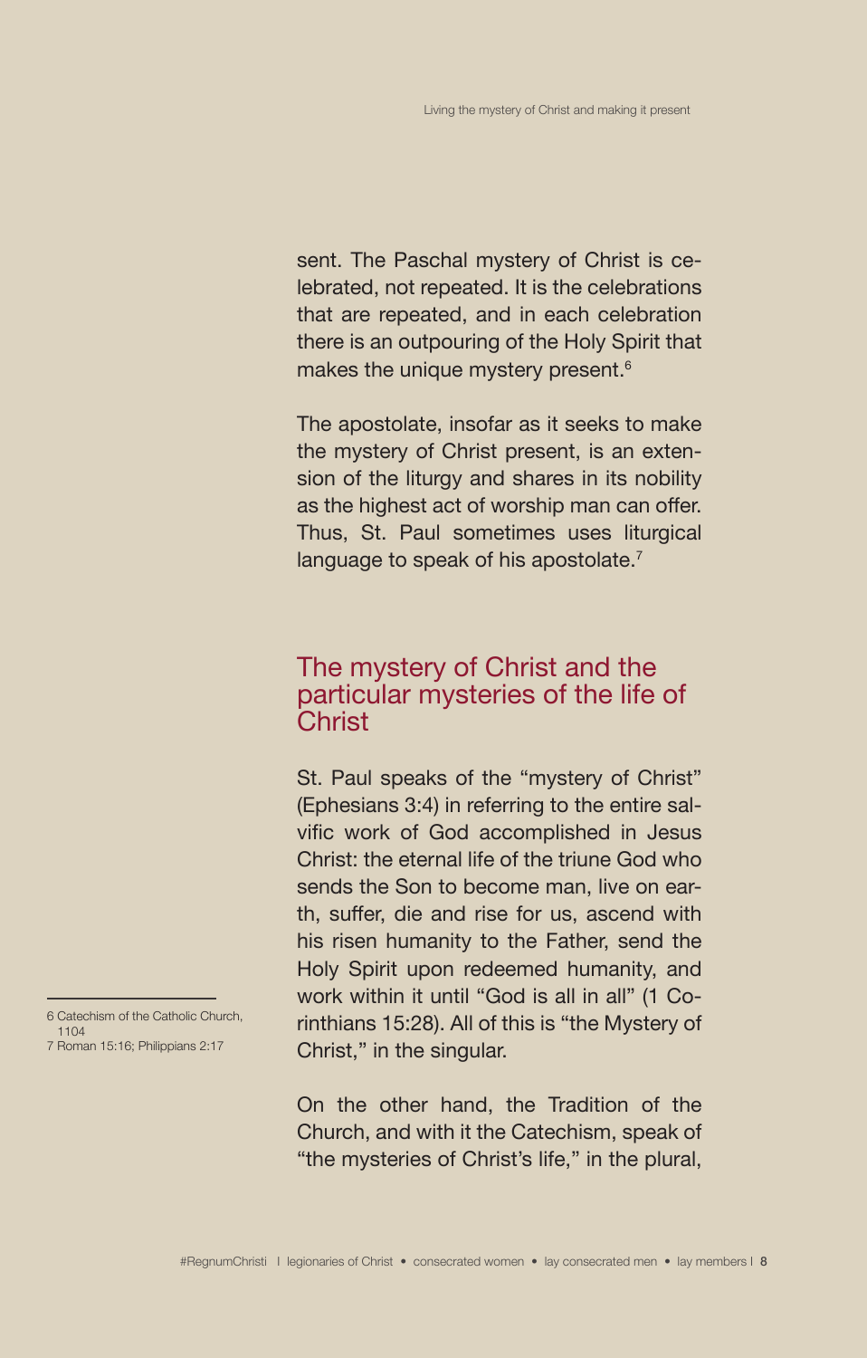sent. The Paschal mystery of Christ is celebrated, not repeated. It is the celebrations that are repeated, and in each celebration there is an outpouring of the Holy Spirit that makes the unique mystery present.[6]

The apostolate, insofar as it seeks to make the mystery of Christ present, is an extension of the liturgy and shares in its nobility as the highest act of worship man can offer. Thus, St. Paul sometimes uses liturgical language to speak of his apostolate.[7]

## The mystery of Christ and the particular mysteries of the life of Christ

St. Paul speaks of the "mystery of Christ" (Ephesians 3:4) in referring to the entire salvific work of God accomplished in Jesus Christ: the eternal life of the triune God who sends the Son to become man, live on earth, suffer, die and rise for us, ascend with his risen humanity to the Father, send the Holy Spirit upon redeemed humanity, and work within it until "God is all in all" (1 Corinthians 15:28). All of this is "the Mystery of Christ," in the singular.

On the other hand, the Tradition of the Church, and with it the Catechism, speak of "the mysteries of Christ's life," in the plural,

---

6 Catechism of the Catholic Church, 1104

7 Roman 15:16; Philippians 2:17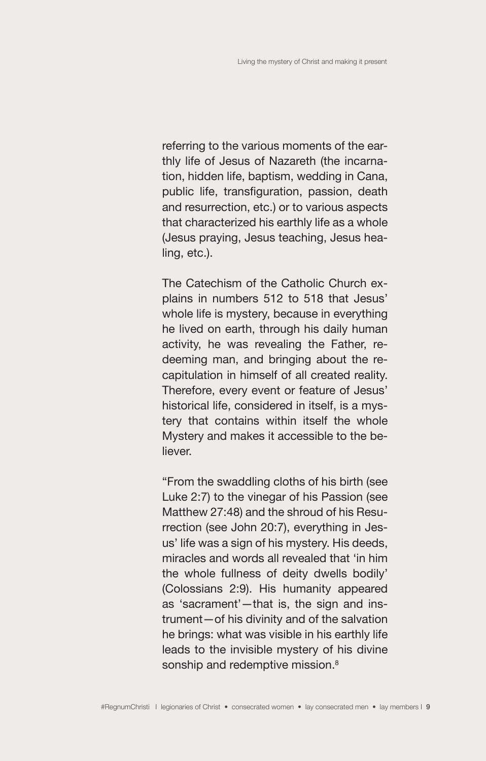referring to the various moments of the earthly life of Jesus of Nazareth (the incarnation, hidden life, baptism, wedding in Cana, public life, transfiguration, passion, death and resurrection, etc.) or to various aspects that characterized his earthly life as a whole (Jesus praying, Jesus teaching, Jesus healing, etc.).

The Catechism of the Catholic Church explains in numbers 512 to 518 that Jesus' whole life is mystery, because in everything he lived on earth, through his daily human activity, he was revealing the Father, redeeming man, and bringing about the recapitulation in himself of all created reality. Therefore, every event or feature of Jesus' historical life, considered in itself, is a mystery that contains within itself the whole Mystery and makes it accessible to the believer.

"From the swaddling cloths of his birth (see Luke 2:7) to the vinegar of his Passion (see Matthew 27:48) and the shroud of his Resurrection (see John 20:7), everything in Jesus' life was a sign of his mystery. His deeds, miracles and words all revealed that 'in him the whole fullness of deity dwells bodily' (Colossians 2:9). His humanity appeared as 'sacrament'—that is, the sign and instrument—of his divinity and of the salvation he brings: what was visible in his earthly life leads to the invisible mystery of his divine sonship and redemptive mission.[8]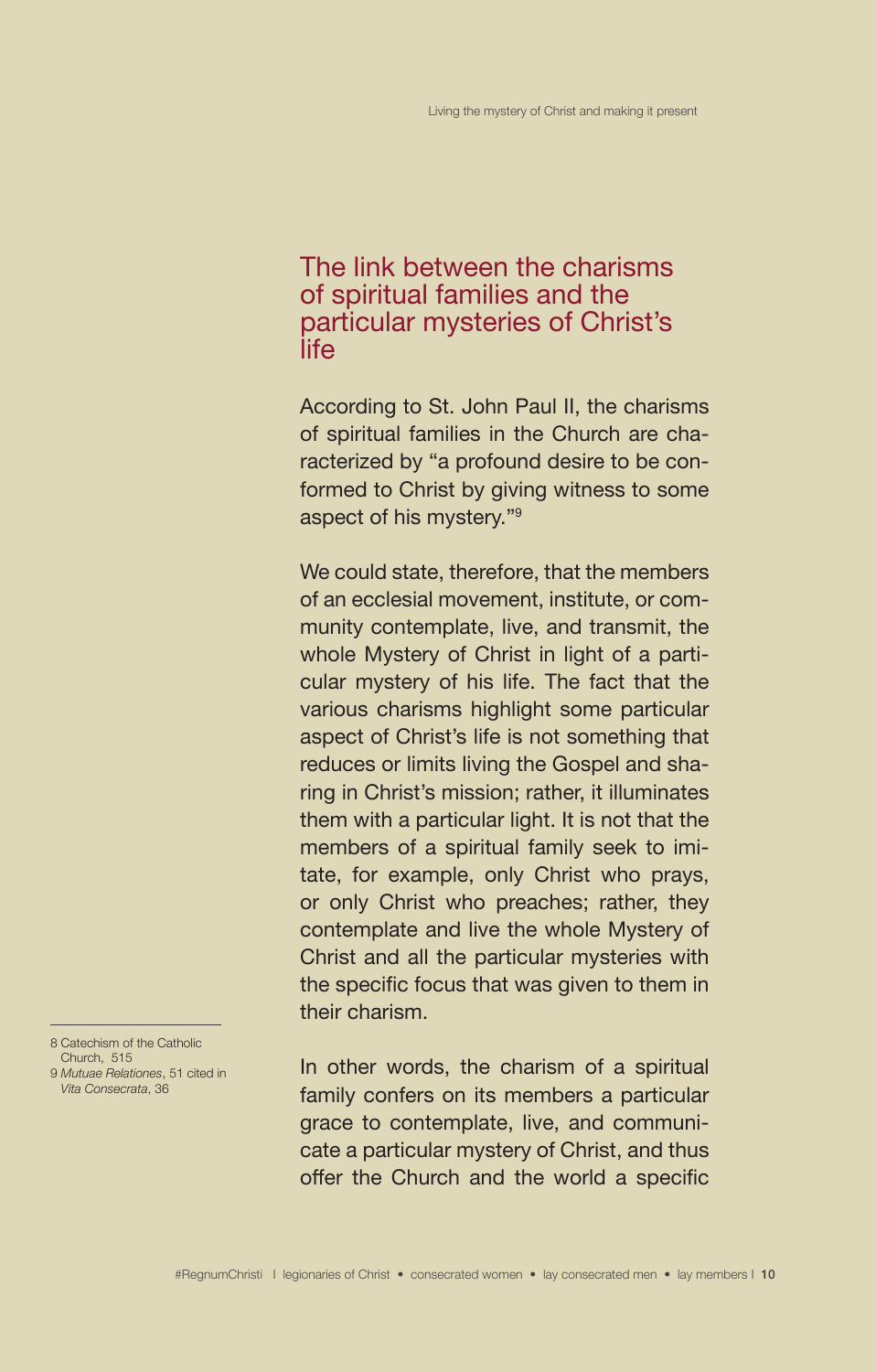## The link between the charisms of spiritual families and the particular mysteries of Christ's life

According to St. John Paul II, the charisms of spiritual families in the Church are characterized by "a profound desire to be conformed to Christ by giving witness to some aspect of his mystery."[9]

We could state, therefore, that the members of an ecclesial movement, institute, or community contemplate, live, and transmit, the whole Mystery of Christ in light of a particular mystery of his life. The fact that the various charisms highlight some particular aspect of Christ's life is not something that reduces or limits living the Gospel and sharing in Christ's mission; rather, it illuminates them with a particular light. It is not that the members of a spiritual family seek to imitate, for example, only Christ who prays, or only Christ who preaches; rather, they contemplate and live the whole Mystery of Christ and all the particular mysteries with the specific focus that was given to them in their charism.

In other words, the charism of a spiritual family confers on its members a particular grace to contemplate, live, and communicate a particular mystery of Christ, and thus offer the Church and the world a specific

---

8 Catechism of the Catholic Church, 515
9 *Mutuae Relationes*, 51 cited in *Vita Consecrata*, 36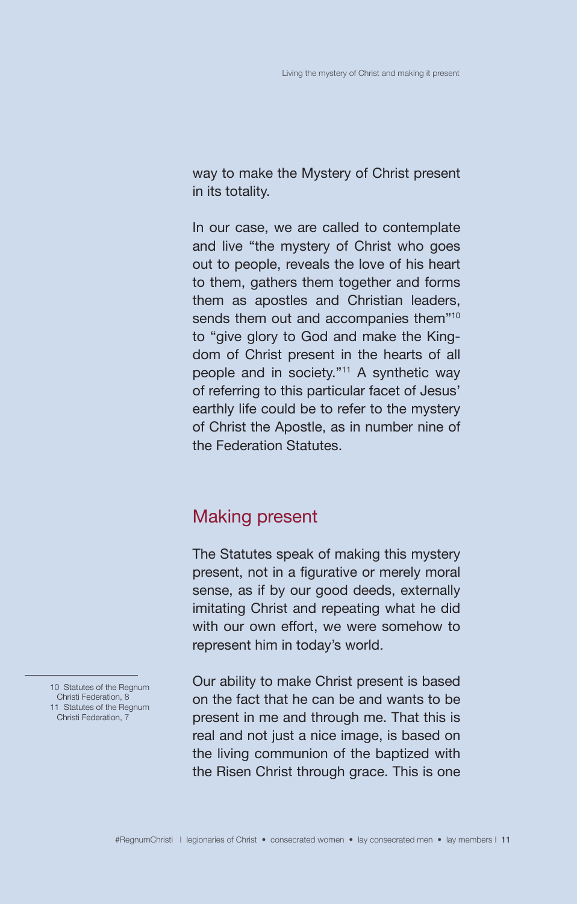way to make the Mystery of Christ present in its totality.

In our case, we are called to contemplate and live "the mystery of Christ who goes out to people, reveals the love of his heart to them, gathers them together and forms them as apostles and Christian leaders, sends them out and accompanies them"[10] to "give glory to God and make the Kingdom of Christ present in the hearts of all people and in society."[11] A synthetic way of referring to this particular facet of Jesus' earthly life could be to refer to the mystery of Christ the Apostle, as in number nine of the Federation Statutes.

## Making present

The Statutes speak of making this mystery present, not in a figurative or merely moral sense, as if by our good deeds, externally imitating Christ and repeating what he did with our own effort, we were somehow to represent him in today's world.

Our ability to make Christ present is based on the fact that he can be and wants to be present in me and through me. That this is real and not just a nice image, is based on the living communion of the baptized with the Risen Christ through grace. This is one

10 Statutes of the Regnum Christi Federation, 8
11 Statutes of the Regnum Christi Federation, 7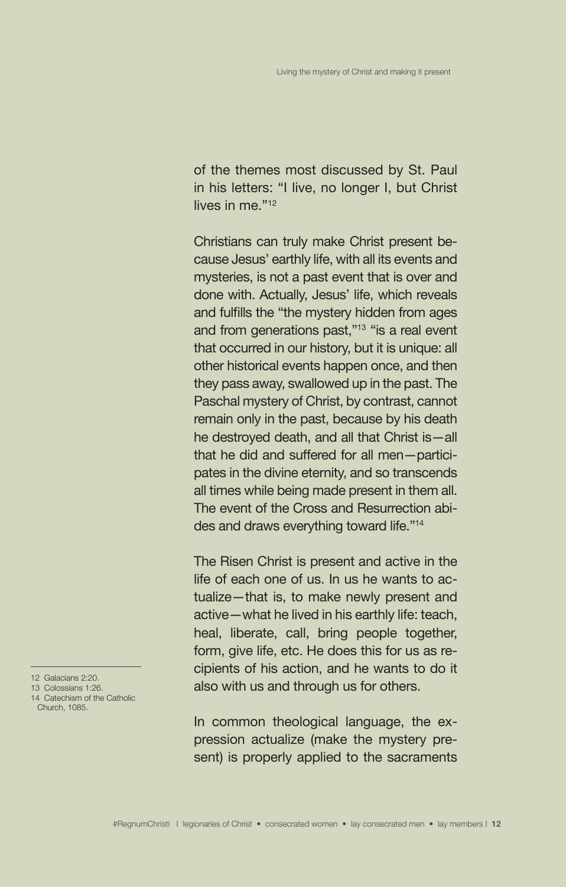of the themes most discussed by St. Paul in his letters: "I live, no longer I, but Christ lives in me."[12]

Christians can truly make Christ present because Jesus' earthly life, with all its events and mysteries, is not a past event that is over and done with. Actually, Jesus' life, which reveals and fulfills the "the mystery hidden from ages and from generations past,"[13] "is a real event that occurred in our history, but it is unique: all other historical events happen once, and then they pass away, swallowed up in the past. The Paschal mystery of Christ, by contrast, cannot remain only in the past, because by his death he destroyed death, and all that Christ is—all that he did and suffered for all men—participates in the divine eternity, and so transcends all times while being made present in them all. The event of the Cross and Resurrection abides and draws everything toward life."[14]

The Risen Christ is present and active in the life of each one of us. In us he wants to actualize—that is, to make newly present and active—what he lived in his earthly life: teach, heal, liberate, call, bring people together, form, give life, etc. He does this for us as recipients of his action, and he wants to do it also with us and through us for others.

In common theological language, the expression actualize (make the mystery present) is properly applied to the sacraments

---

12 Galacians 2:20.
13 Colossians 1:26.
14 Catechism of the Catholic Church, 1085.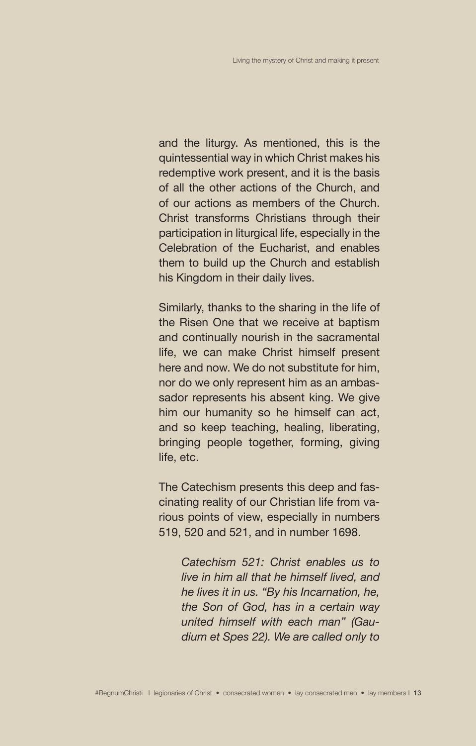and the liturgy. As mentioned, this is the quintessential way in which Christ makes his redemptive work present, and it is the basis of all the other actions of the Church, and of our actions as members of the Church. Christ transforms Christians through their participation in liturgical life, especially in the Celebration of the Eucharist, and enables them to build up the Church and establish his Kingdom in their daily lives.

Similarly, thanks to the sharing in the life of the Risen One that we receive at baptism and continually nourish in the sacramental life, we can make Christ himself present here and now. We do not substitute for him, nor do we only represent him as an ambassador represents his absent king. We give him our humanity so he himself can act, and so keep teaching, healing, liberating, bringing people together, forming, giving life, etc.

The Catechism presents this deep and fascinating reality of our Christian life from various points of view, especially in numbers 519, 520 and 521, and in number 1698.

> *Catechism 521: Christ enables us to live in him all that he himself lived, and he lives it in us. "By his Incarnation, he, the Son of God, has in a certain way united himself with each man" (Gaudium et Spes 22). We are called only to*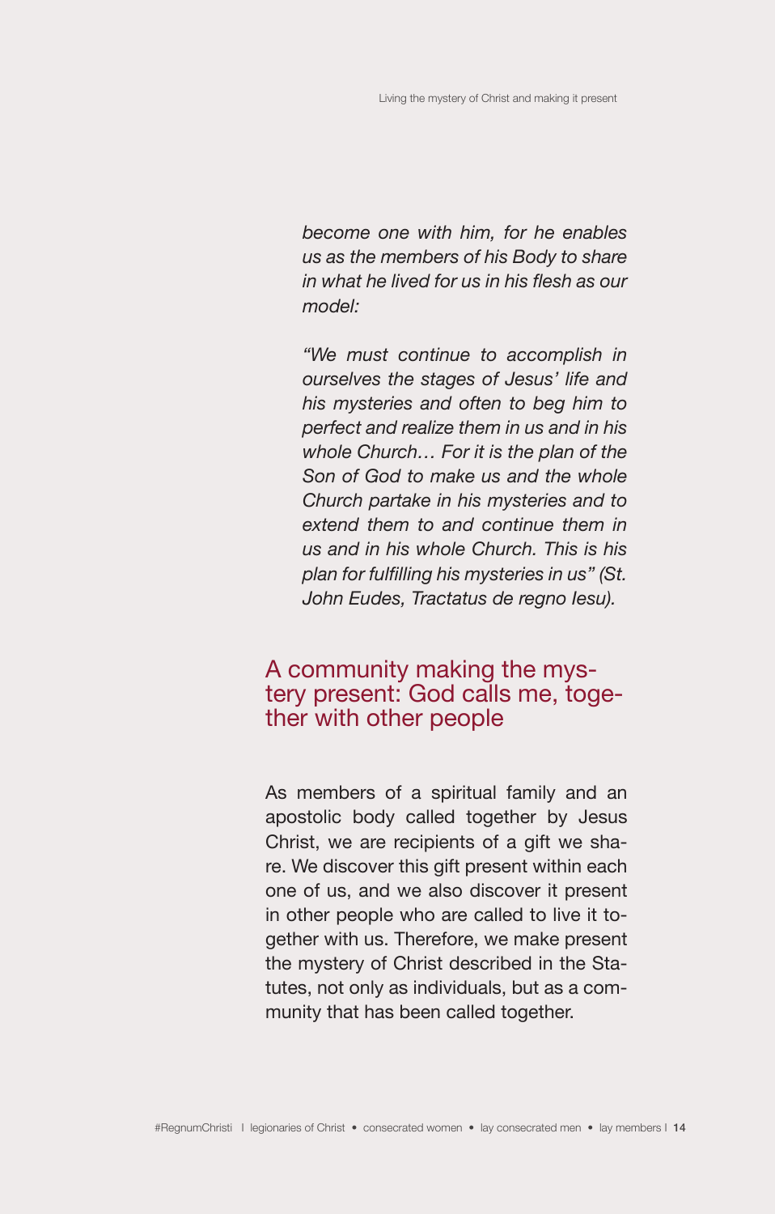*become one with him, for he enables us as the members of his Body to share in what he lived for us in his flesh as our model:*

*"We must continue to accomplish in ourselves the stages of Jesus' life and his mysteries and often to beg him to perfect and realize them in us and in his whole Church… For it is the plan of the Son of God to make us and the whole Church partake in his mysteries and to extend them to and continue them in us and in his whole Church. This is his plan for fulfilling his mysteries in us" (St. John Eudes, Tractatus de regno Iesu).*

## A community making the mystery present: God calls me, together with other people

As members of a spiritual family and an apostolic body called together by Jesus Christ, we are recipients of a gift we share. We discover this gift present within each one of us, and we also discover it present in other people who are called to live it together with us. Therefore, we make present the mystery of Christ described in the Statutes, not only as individuals, but as a community that has been called together.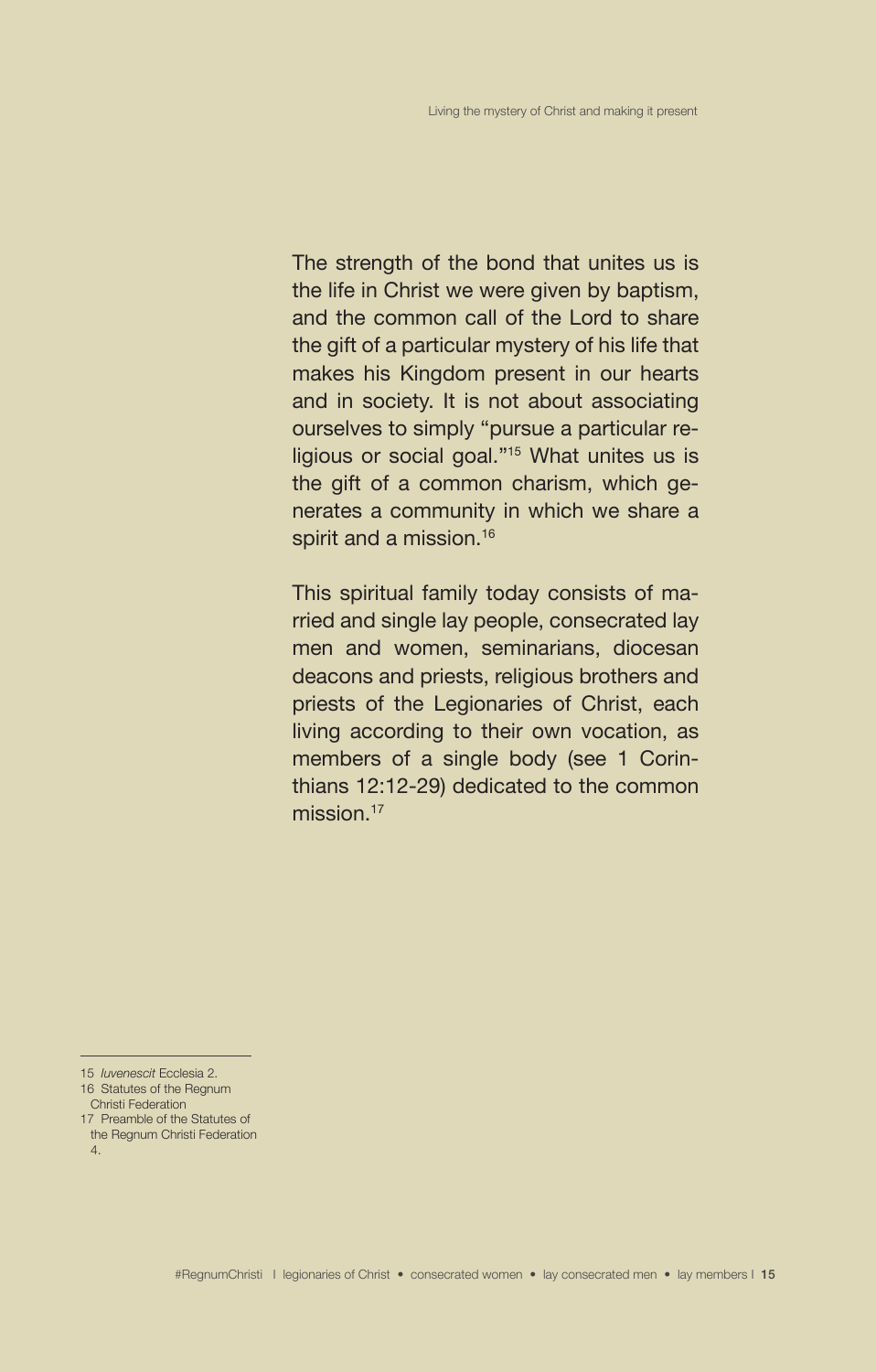The strength of the bond that unites us is the life in Christ we were given by baptism, and the common call of the Lord to share the gift of a particular mystery of his life that makes his Kingdom present in our hearts and in society. It is not about associating ourselves to simply "pursue a particular religious or social goal."[15] What unites us is the gift of a common charism, which generates a community in which we share a spirit and a mission.[16]

This spiritual family today consists of married and single lay people, consecrated lay men and women, seminarians, diocesan deacons and priests, religious brothers and priests of the Legionaries of Christ, each living according to their own vocation, as members of a single body (see 1 Corinthians 12:12-29) dedicated to the common mission.[17]

---

15 *Iuvenescit* Ecclesia 2.
16 Statutes of the Regnum Christi Federation
17 Preamble of the Statutes of the Regnum Christi Federation 4.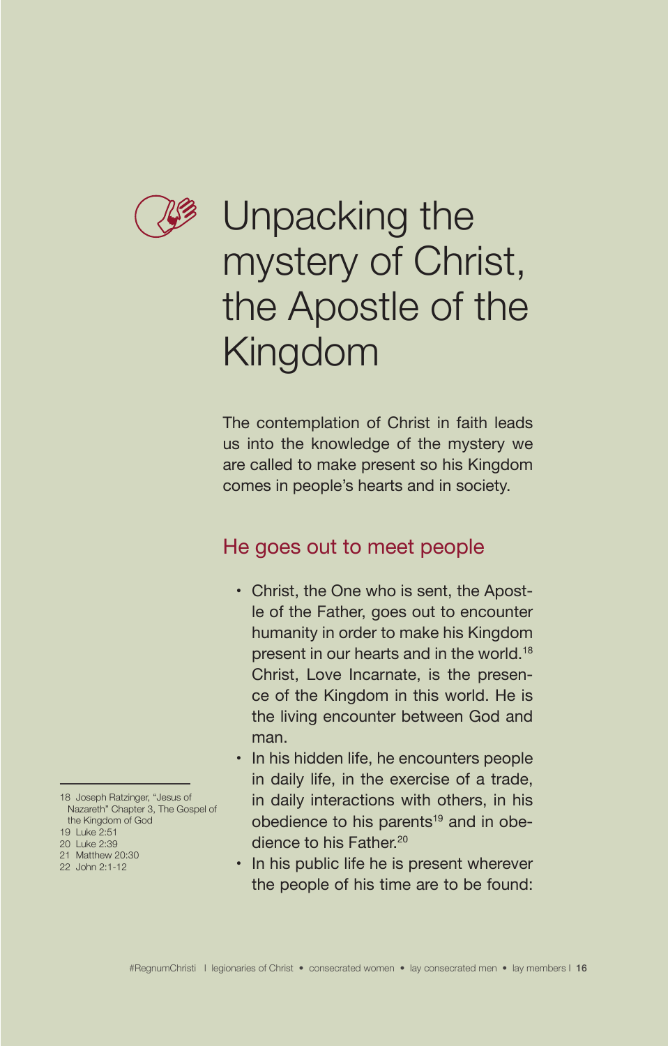# Unpacking the mystery of Christ, the Apostle of the Kingdom

The contemplation of Christ in faith leads us into the knowledge of the mystery we are called to make present so his Kingdom comes in people's hearts and in society.

## He goes out to meet people

- Christ, the One who is sent, the Apostle of the Father, goes out to encounter humanity in order to make his Kingdom present in our hearts and in the world.[18] Christ, Love Incarnate, is the presence of the Kingdom in this world. He is the living encounter between God and man.
- In his hidden life, he encounters people in daily life, in the exercise of a trade, in daily interactions with others, in his obedience to his parents[19] and in obedience to his Father.[20]
- In his public life he is present wherever the people of his time are to be found:

---

18 Joseph Ratzinger, "Jesus of Nazareth" Chapter 3, The Gospel of the Kingdom of God
19 Luke 2:51
20 Luke 2:39
21 Matthew 20:30
22 John 2:1-12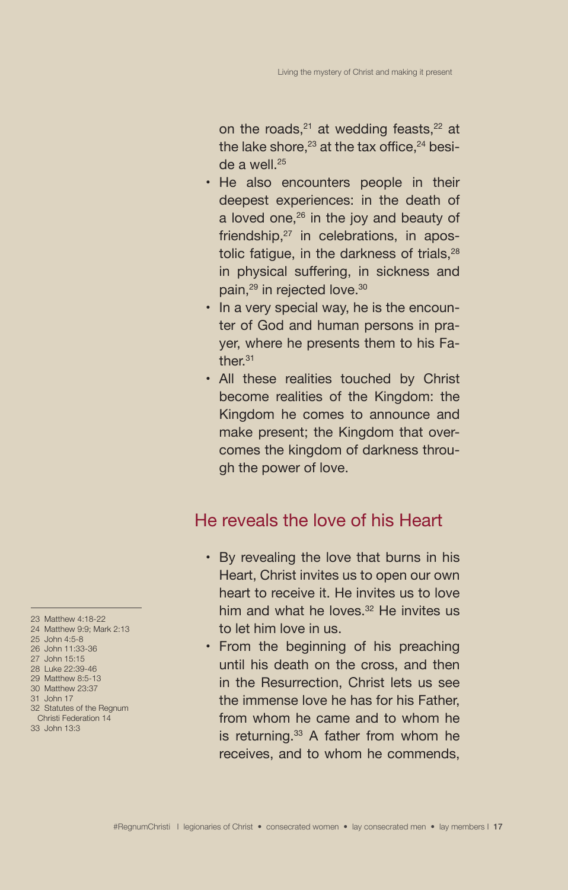on the roads,[21] at wedding feasts,[22] at the lake shore,[23] at the tax office,[24] beside a well.[25]

- He also encounters people in their deepest experiences: in the death of a loved one,[26] in the joy and beauty of friendship,[27] in celebrations, in apostolic fatigue, in the darkness of trials,[28] in physical suffering, in sickness and pain,[29] in rejected love.[30]
- In a very special way, he is the encounter of God and human persons in prayer, where he presents them to his Father.[31]
- All these realities touched by Christ become realities of the Kingdom: the Kingdom he comes to announce and make present; the Kingdom that overcomes the kingdom of darkness through the power of love.

## He reveals the love of his Heart

- By revealing the love that burns in his Heart, Christ invites us to open our own heart to receive it. He invites us to love him and what he loves.[32] He invites us to let him love in us.
- From the beginning of his preaching until his death on the cross, and then in the Resurrection, Christ lets us see the immense love he has for his Father, from whom he came and to whom he is returning.[33] A father from whom he receives, and to whom he commends,

---

23 Matthew 4:18-22
24 Matthew 9:9; Mark 2:13
25 John 4:5-8
26 John 11:33-36
27 John 15:15
28 Luke 22:39-46
29 Matthew 8:5-13
30 Matthew 23:37
31 John 17
32 Statutes of the Regnum Christi Federation 14
33 John 13:3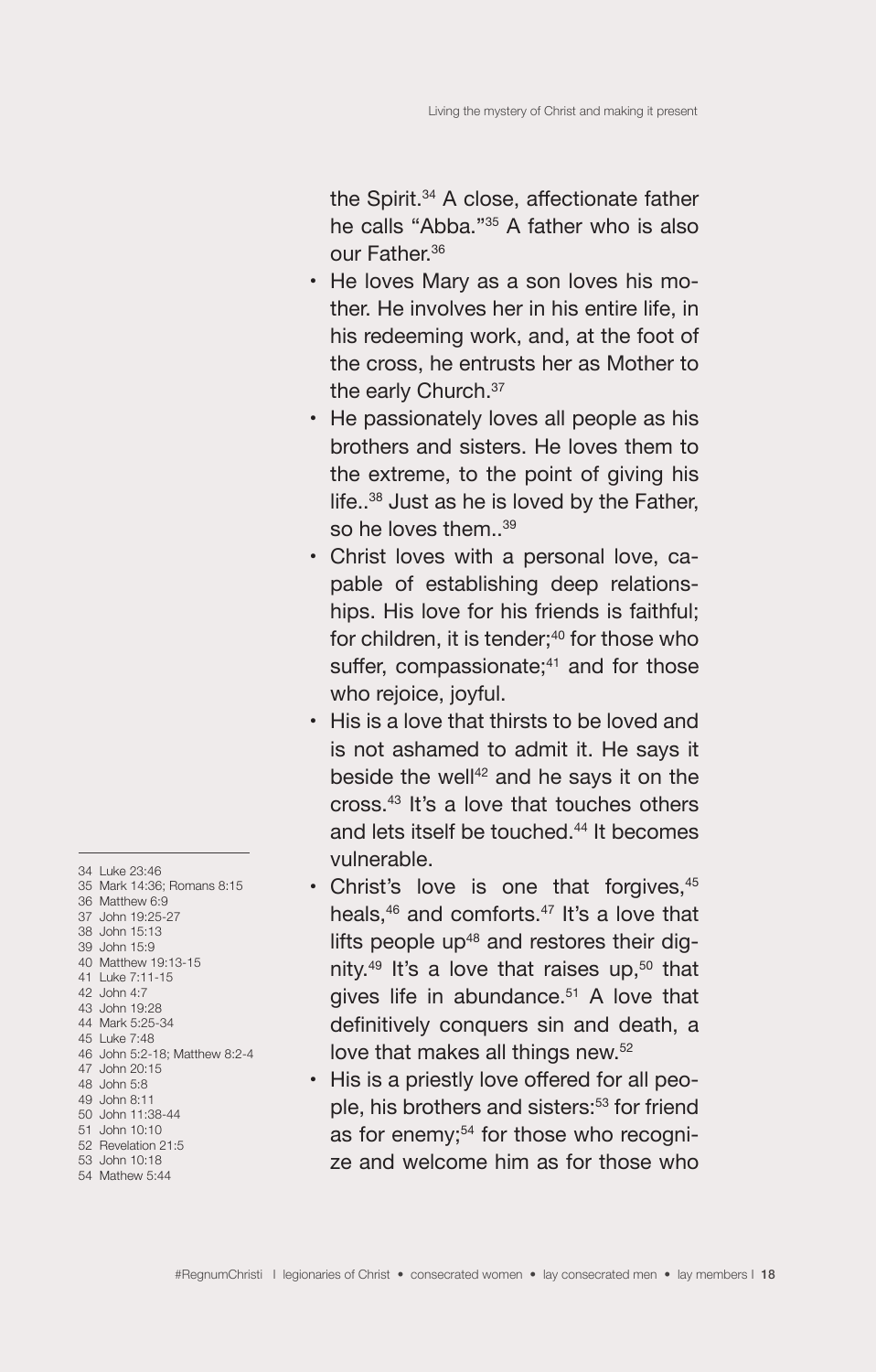the Spirit.[34] A close, affectionate father he calls "Abba."[35] A father who is also our Father.[36]

- He loves Mary as a son loves his mother. He involves her in his entire life, in his redeeming work, and, at the foot of the cross, he entrusts her as Mother to the early Church.[37]
- He passionately loves all people as his brothers and sisters. He loves them to the extreme, to the point of giving his life..[38] Just as he is loved by the Father, so he loves them..[39]
- Christ loves with a personal love, capable of establishing deep relationships. His love for his friends is faithful; for children, it is tender;[40] for those who suffer, compassionate;[41] and for those who rejoice, joyful.
- His is a love that thirsts to be loved and is not ashamed to admit it. He says it beside the well[42] and he says it on the cross.[43] It's a love that touches others and lets itself be touched.[44] It becomes vulnerable.
- Christ's love is one that forgives,[45] heals,[46] and comforts.[47] It's a love that lifts people up[48] and restores their dignity.[49] It's a love that raises up,[50] that gives life in abundance.[51] A love that definitively conquers sin and death, a love that makes all things new.[52]
- His is a priestly love offered for all people, his brothers and sisters:[53] for friend as for enemy;[54] for those who recognize and welcome him as for those who

---

34 Luke 23:46
35 Mark 14:36; Romans 8:15
36 Matthew 6:9
37 John 19:25-27
38 John 15:13
39 John 15:9
40 Matthew 19:13-15
41 Luke 7:11-15
42 John 4:7
43 John 19:28
44 Mark 5:25-34
45 Luke 7:48
46 John 5:2-18; Matthew 8:2-4
47 John 20:15
48 John 5:8
49 John 8:11
50 John 11:38-44
51 John 10:10
52 Revelation 21:5
53 John 10:18
54 Mathew 5:44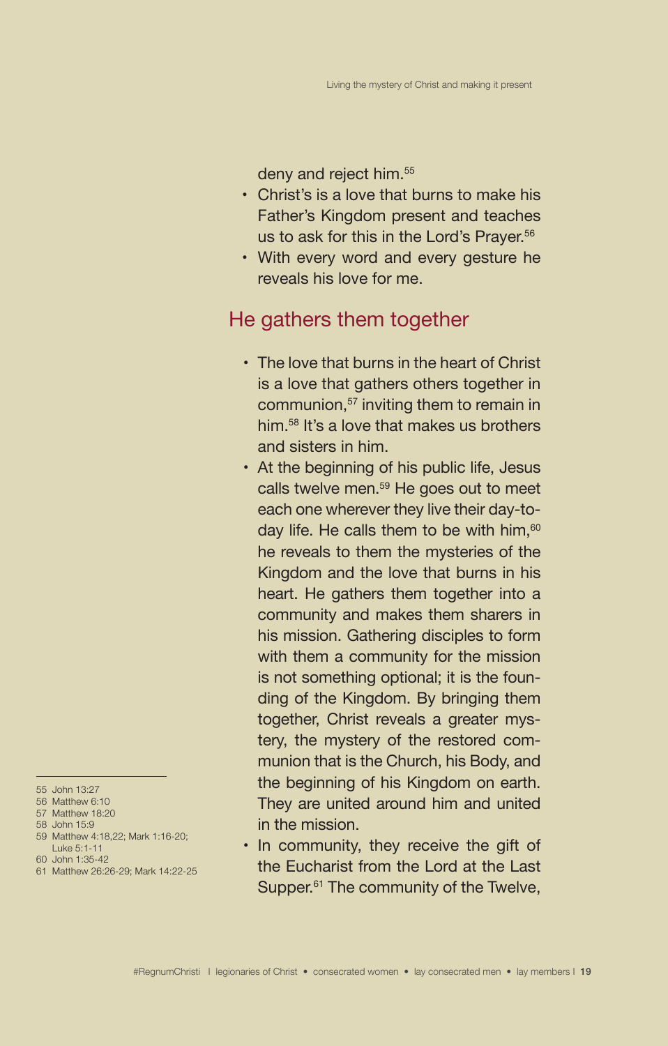deny and reject him.[55]

- Christ's is a love that burns to make his Father's Kingdom present and teaches us to ask for this in the Lord's Prayer.[56]
- With every word and every gesture he reveals his love for me.

## He gathers them together

- The love that burns in the heart of Christ is a love that gathers others together in communion,[57] inviting them to remain in him.[58] It's a love that makes us brothers and sisters in him.
- At the beginning of his public life, Jesus calls twelve men.[59] He goes out to meet each one wherever they live their day-to-day life. He calls them to be with him,[60] he reveals to them the mysteries of the Kingdom and the love that burns in his heart. He gathers them together into a community and makes them sharers in his mission. Gathering disciples to form with them a community for the mission is not something optional; it is the founding of the Kingdom. By bringing them together, Christ reveals a greater mystery, the mystery of the restored communion that is the Church, his Body, and the beginning of his Kingdom on earth. They are united around him and united in the mission.
- In community, they receive the gift of the Eucharist from the Lord at the Last Supper.[61] The community of the Twelve,

---

55 John 13:27
56 Matthew 6:10
57 Matthew 18:20
58 John 15:9
59 Matthew 4:18,22; Mark 1:16-20; Luke 5:1-11
60 John 1:35-42
61 Matthew 26:26-29; Mark 14:22-25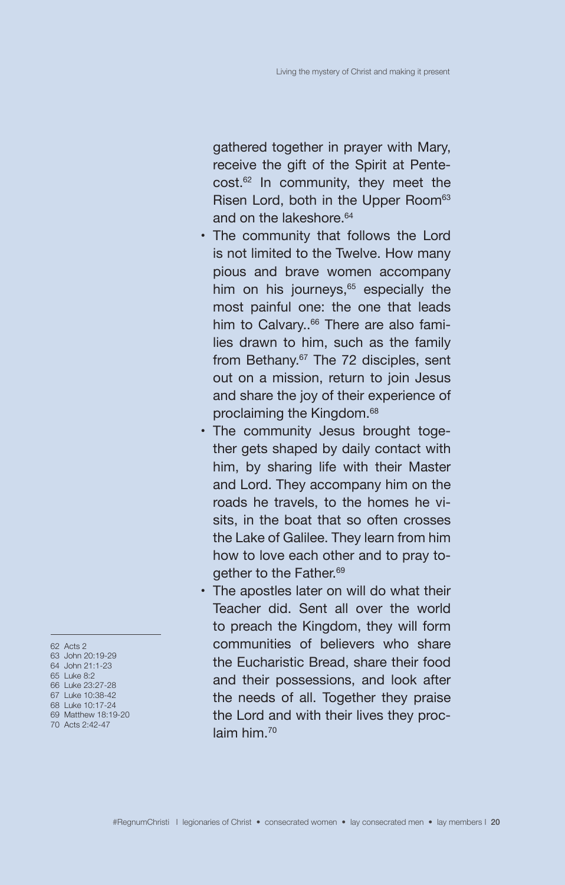gathered together in prayer with Mary, receive the gift of the Spirit at Pentecost.[62] In community, they meet the Risen Lord, both in the Upper Room[63] and on the lakeshore.[64]

- The community that follows the Lord is not limited to the Twelve. How many pious and brave women accompany him on his journeys,[65] especially the most painful one: the one that leads him to Calvary..[66] There are also families drawn to him, such as the family from Bethany.[67] The 72 disciples, sent out on a mission, return to join Jesus and share the joy of their experience of proclaiming the Kingdom.[68]
- The community Jesus brought together gets shaped by daily contact with him, by sharing life with their Master and Lord. They accompany him on the roads he travels, to the homes he visits, in the boat that so often crosses the Lake of Galilee. They learn from him how to love each other and to pray together to the Father.[69]
- The apostles later on will do what their Teacher did. Sent all over the world to preach the Kingdom, they will form communities of believers who share the Eucharistic Bread, share their food and their possessions, and look after the needs of all. Together they praise the Lord and with their lives they proclaim him.[70]

---

62 Acts 2
63 John 20:19-29
64 John 21:1-23
65 Luke 8:2
66 Luke 23:27-28
67 Luke 10:38-42
68 Luke 10:17-24
69 Matthew 18:19-20
70 Acts 2:42-47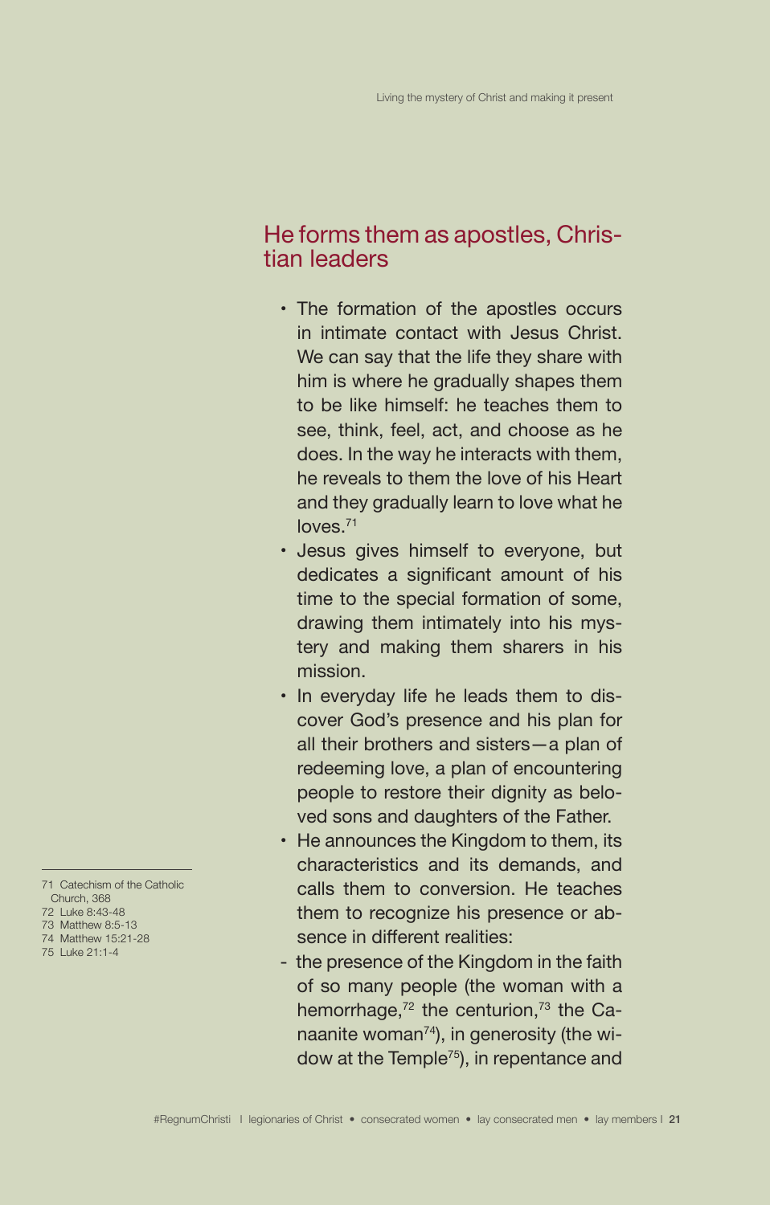## He forms them as apostles, Christian leaders

- The formation of the apostles occurs in intimate contact with Jesus Christ. We can say that the life they share with him is where he gradually shapes them to be like himself: he teaches them to see, think, feel, act, and choose as he does. In the way he interacts with them, he reveals to them the love of his Heart and they gradually learn to love what he loves.[71]
- Jesus gives himself to everyone, but dedicates a significant amount of his time to the special formation of some, drawing them intimately into his mystery and making them sharers in his mission.
- In everyday life he leads them to discover God's presence and his plan for all their brothers and sisters—a plan of redeeming love, a plan of encountering people to restore their dignity as beloved sons and daughters of the Father.
- He announces the Kingdom to them, its characteristics and its demands, and calls them to conversion. He teaches them to recognize his presence or absence in different realities:

- the presence of the Kingdom in the faith of so many people (the woman with a hemorrhage,[72] the centurion,[73] the Canaanite woman[74]), in generosity (the widow at the Temple[75]), in repentance and

71 Catechism of the Catholic Church, 368
72 Luke 8:43-48
73 Matthew 8:5-13
74 Matthew 15:21-28
75 Luke 21:1-4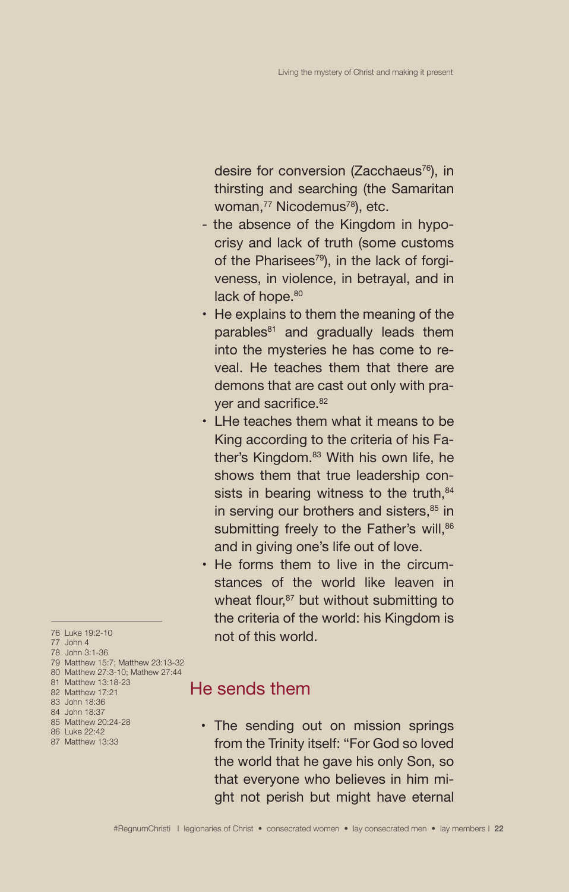desire for conversion (Zacchaeus[76]), in thirsting and searching (the Samaritan woman,[77] Nicodemus[78]), etc.

- the absence of the Kingdom in hypocrisy and lack of truth (some customs of the Pharisees[79]), in the lack of forgiveness, in violence, in betrayal, and in lack of hope.[80]

- He explains to them the meaning of the parables[81] and gradually leads them into the mysteries he has come to reveal. He teaches them that there are demons that are cast out only with prayer and sacrifice.[82]
- LHe teaches them what it means to be King according to the criteria of his Father's Kingdom.[83] With his own life, he shows them that true leadership consists in bearing witness to the truth,[84] in serving our brothers and sisters,[85] in submitting freely to the Father's will,[86] and in giving one's life out of love.
- He forms them to live in the circumstances of the world like leaven in wheat flour,[87] but without submitting to the criteria of the world: his Kingdom is not of this world.

## He sends them

- The sending out on mission springs from the Trinity itself: "For God so loved the world that he gave his only Son, so that everyone who believes in him might not perish but might have eternal

---

76 Luke 19:2-10
77 John 4
78 John 3:1-36
79 Matthew 15:7; Matthew 23:13-32
80 Matthew 27:3-10; Mathew 27:44
81 Matthew 13:18-23
82 Matthew 17:21
83 John 18:36
84 John 18:37
85 Matthew 20:24-28
86 Luke 22:42
87 Matthew 13:33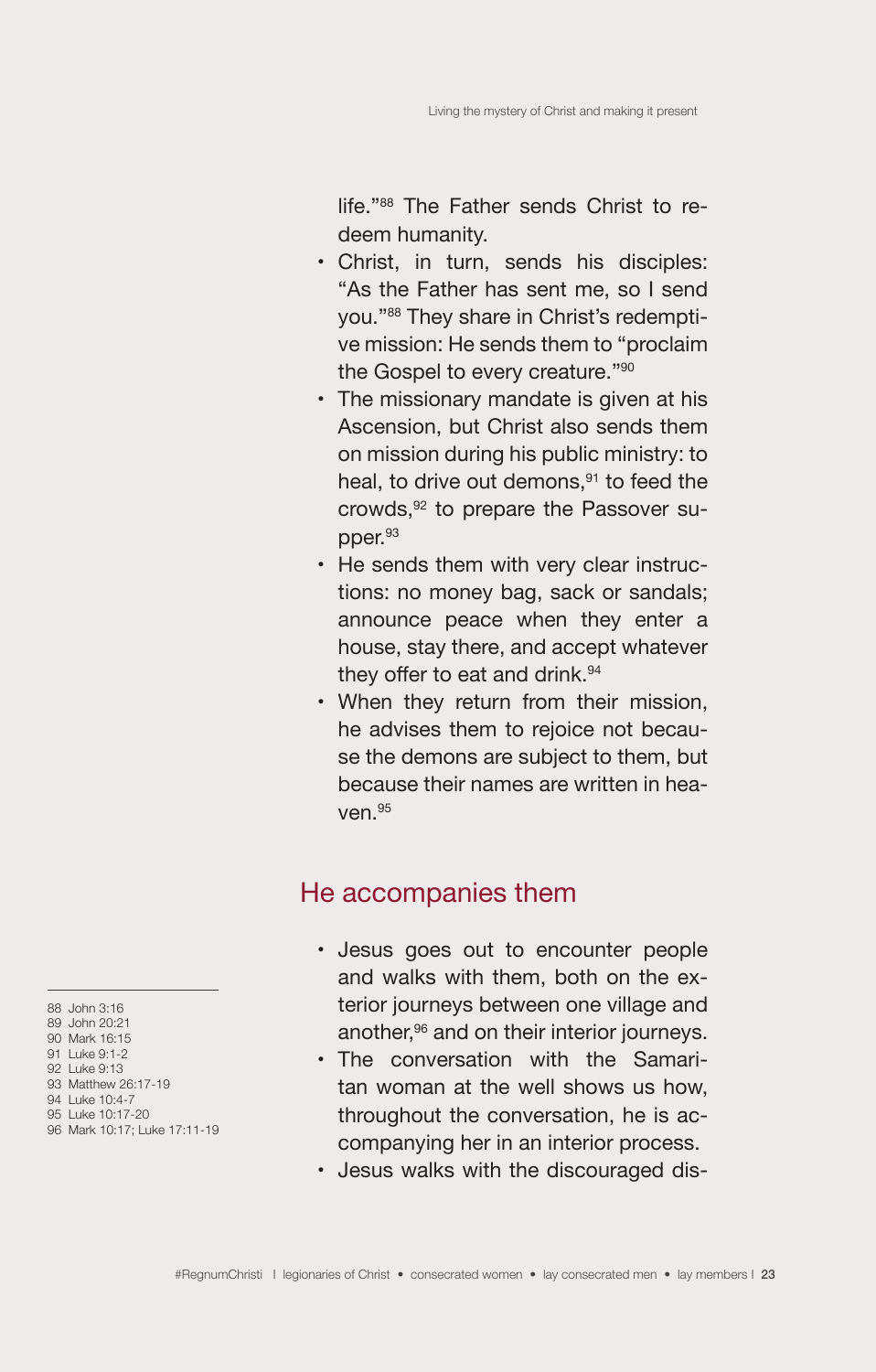life."[88] The Father sends Christ to redeem humanity.

- Christ, in turn, sends his disciples: "As the Father has sent me, so I send you."[88] They share in Christ's redemptive mission: He sends them to "proclaim the Gospel to every creature."[90]
- The missionary mandate is given at his Ascension, but Christ also sends them on mission during his public ministry: to heal, to drive out demons,[91] to feed the crowds,[92] to prepare the Passover supper.[93]
- He sends them with very clear instructions: no money bag, sack or sandals; announce peace when they enter a house, stay there, and accept whatever they offer to eat and drink.[94]
- When they return from their mission, he advises them to rejoice not because the demons are subject to them, but because their names are written in heaven.[95]

## He accompanies them

- Jesus goes out to encounter people and walks with them, both on the exterior journeys between one village and another,[96] and on their interior journeys.
- The conversation with the Samaritan woman at the well shows us how, throughout the conversation, he is accompanying her in an interior process.
- Jesus walks with the discouraged dis-

88 John 3:16
89 John 20:21
90 Mark 16:15
91 Luke 9:1-2
92 Luke 9:13
93 Matthew 26:17-19
94 Luke 10:4-7
95 Luke 10:17-20
96 Mark 10:17; Luke 17:11-19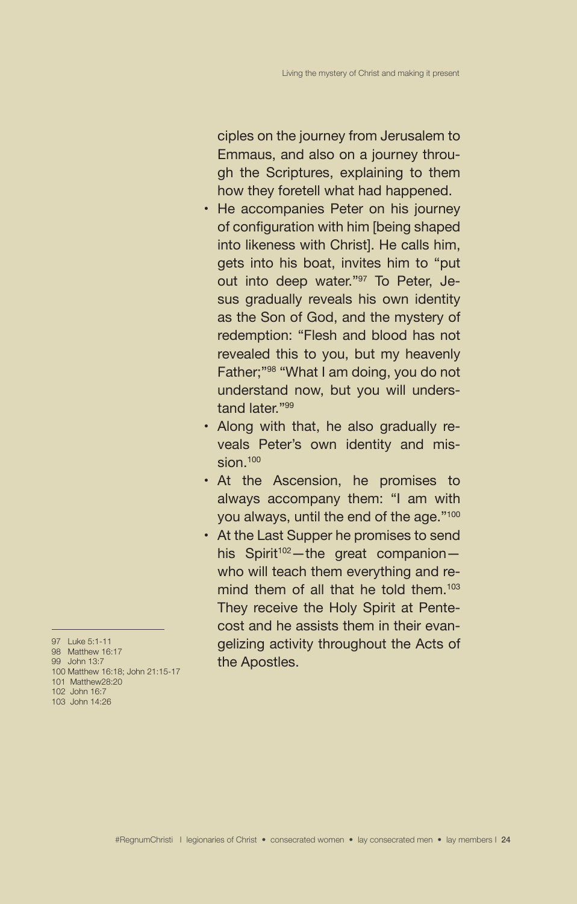ciples on the journey from Jerusalem to Emmaus, and also on a journey through the Scriptures, explaining to them how they foretell what had happened.

- He accompanies Peter on his journey of configuration with him [being shaped into likeness with Christ]. He calls him, gets into his boat, invites him to "put out into deep water."[97] To Peter, Jesus gradually reveals his own identity as the Son of God, and the mystery of redemption: "Flesh and blood has not revealed this to you, but my heavenly Father;"[98] "What I am doing, you do not understand now, but you will understand later."[99]
- Along with that, he also gradually reveals Peter's own identity and mission.[100]
- At the Ascension, he promises to always accompany them: "I am with you always, until the end of the age."[100]
- At the Last Supper he promises to send his Spirit[102]—the great companion—who will teach them everything and remind them of all that he told them.[103] They receive the Holy Spirit at Pentecost and he assists them in their evangelizing activity throughout the Acts of the Apostles.

---

97 Luke 5:1-11
98 Matthew 16:17
99 John 13:7
100 Matthew 16:18; John 21:15-17
101 Matthew28:20
102 John 16:7
103 John 14:26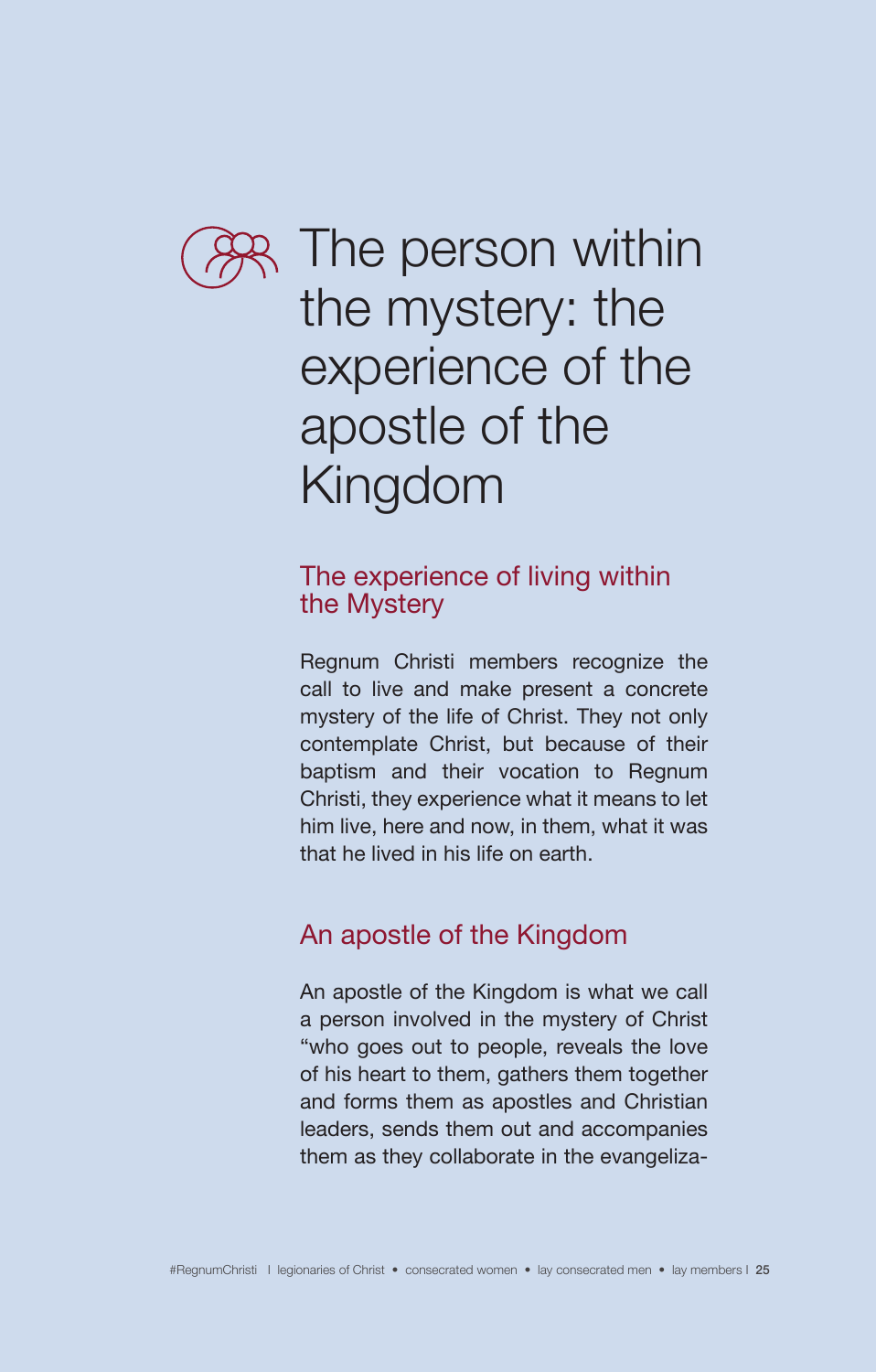# The person within the mystery: the experience of the apostle of the Kingdom

## The experience of living within the Mystery

Regnum Christi members recognize the call to live and make present a concrete mystery of the life of Christ. They not only contemplate Christ, but because of their baptism and their vocation to Regnum Christi, they experience what it means to let him live, here and now, in them, what it was that he lived in his life on earth.

## An apostle of the Kingdom

An apostle of the Kingdom is what we call a person involved in the mystery of Christ "who goes out to people, reveals the love of his heart to them, gathers them together and forms them as apostles and Christian leaders, sends them out and accompanies them as they collaborate in the evangeliza-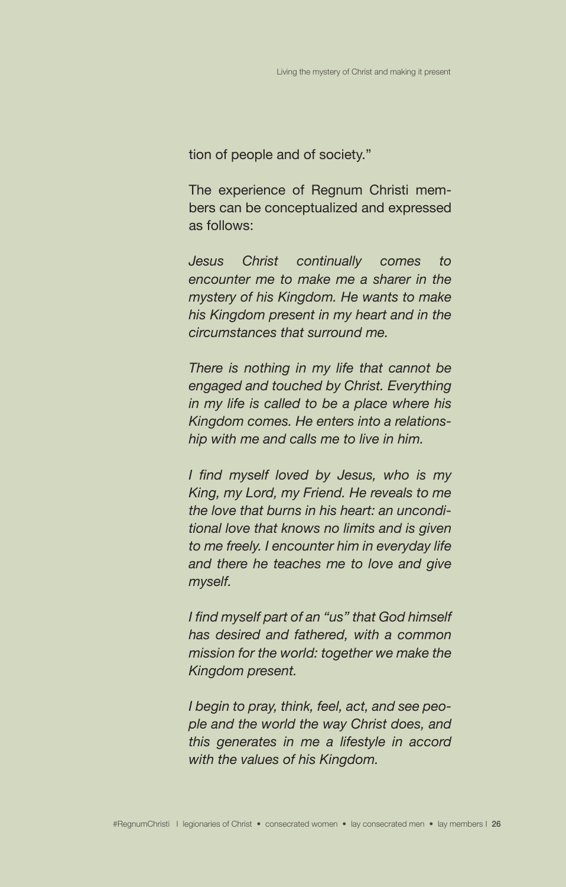tion of people and of society."

The experience of Regnum Christi members can be conceptualized and expressed as follows:

*Jesus Christ continually comes to encounter me to make me a sharer in the mystery of his Kingdom. He wants to make his Kingdom present in my heart and in the circumstances that surround me.*

*There is nothing in my life that cannot be engaged and touched by Christ. Everything in my life is called to be a place where his Kingdom comes. He enters into a relationship with me and calls me to live in him.*

*I find myself loved by Jesus, who is my King, my Lord, my Friend. He reveals to me the love that burns in his heart: an unconditional love that knows no limits and is given to me freely. I encounter him in everyday life and there he teaches me to love and give myself.*

*I find myself part of an "us" that God himself has desired and fathered, with a common mission for the world: together we make the Kingdom present.*

*I begin to pray, think, feel, act, and see people and the world the way Christ does, and this generates in me a lifestyle in accord with the values of his Kingdom.*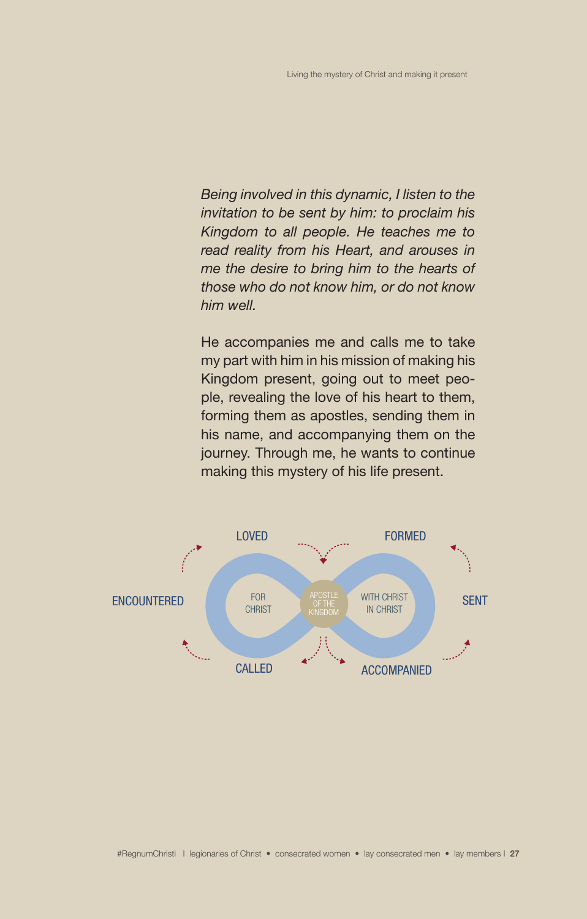*Being involved in this dynamic, I listen to the invitation to be sent by him: to proclaim his Kingdom to all people. He teaches me to read reality from his Heart, and arouses in me the desire to bring him to the hearts of those who do not know him, or do not know him well.*

He accompanies me and calls me to take my part with him in his mission of making his Kingdom present, going out to meet people, revealing the love of his heart to them, forming them as apostles, sending them in his name, and accompanying them on the journey. Through me, he wants to continue making this mystery of his life present.

LOVED

FORMED

ENCOUNTERED

FOR CHRIST

APOSTLE OF THE KINGDOM

WITH CHRIST IN CHRIST

SENT

CALLED

ACCOMPANIED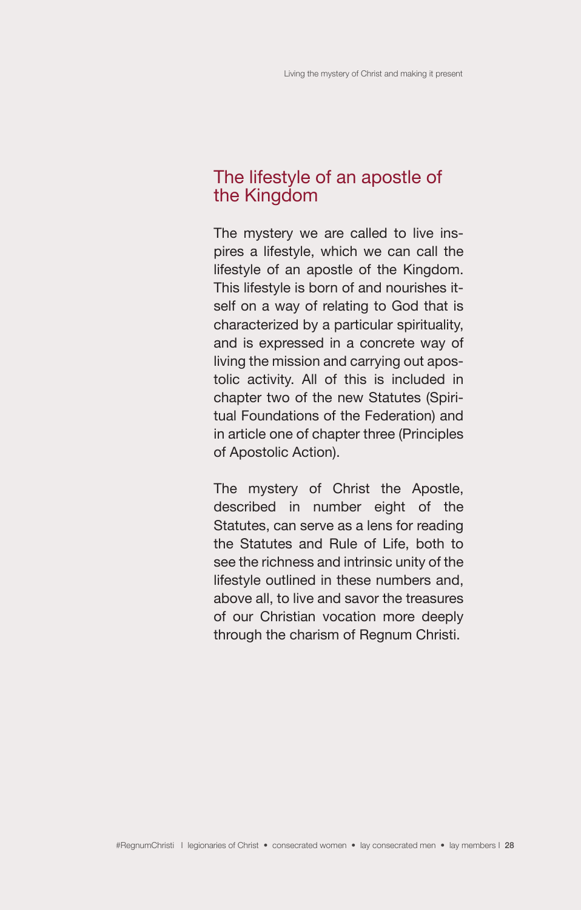## The lifestyle of an apostle of the Kingdom

The mystery we are called to live inspires a lifestyle, which we can call the lifestyle of an apostle of the Kingdom. This lifestyle is born of and nourishes itself on a way of relating to God that is characterized by a particular spirituality, and is expressed in a concrete way of living the mission and carrying out apostolic activity. All of this is included in chapter two of the new Statutes (Spiritual Foundations of the Federation) and in article one of chapter three (Principles of Apostolic Action).

The mystery of Christ the Apostle, described in number eight of the Statutes, can serve as a lens for reading the Statutes and Rule of Life, both to see the richness and intrinsic unity of the lifestyle outlined in these numbers and, above all, to live and savor the treasures of our Christian vocation more deeply through the charism of Regnum Christi.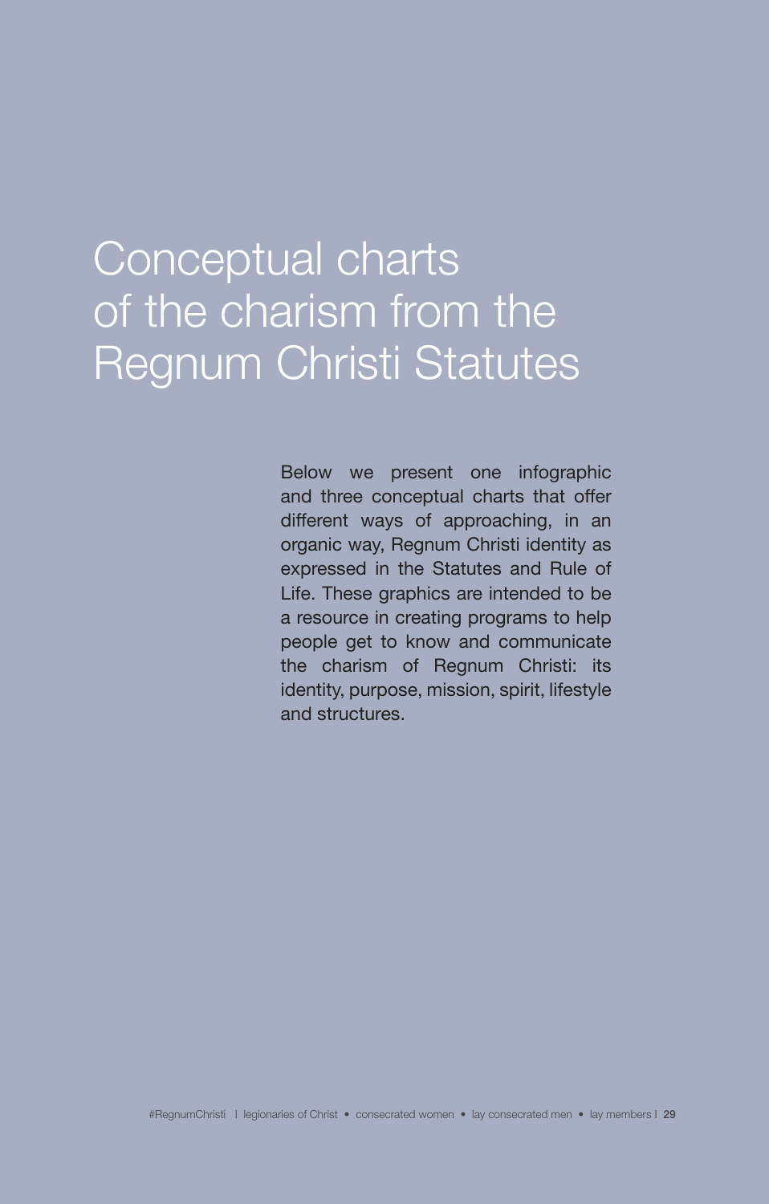# Conceptual charts of the charism from the Regnum Christi Statutes

Below we present one infographic and three conceptual charts that offer different ways of approaching, in an organic way, Regnum Christi identity as expressed in the Statutes and Rule of Life. These graphics are intended to be a resource in creating programs to help people get to know and communicate the charism of Regnum Christi: its identity, purpose, mission, spirit, lifestyle and structures.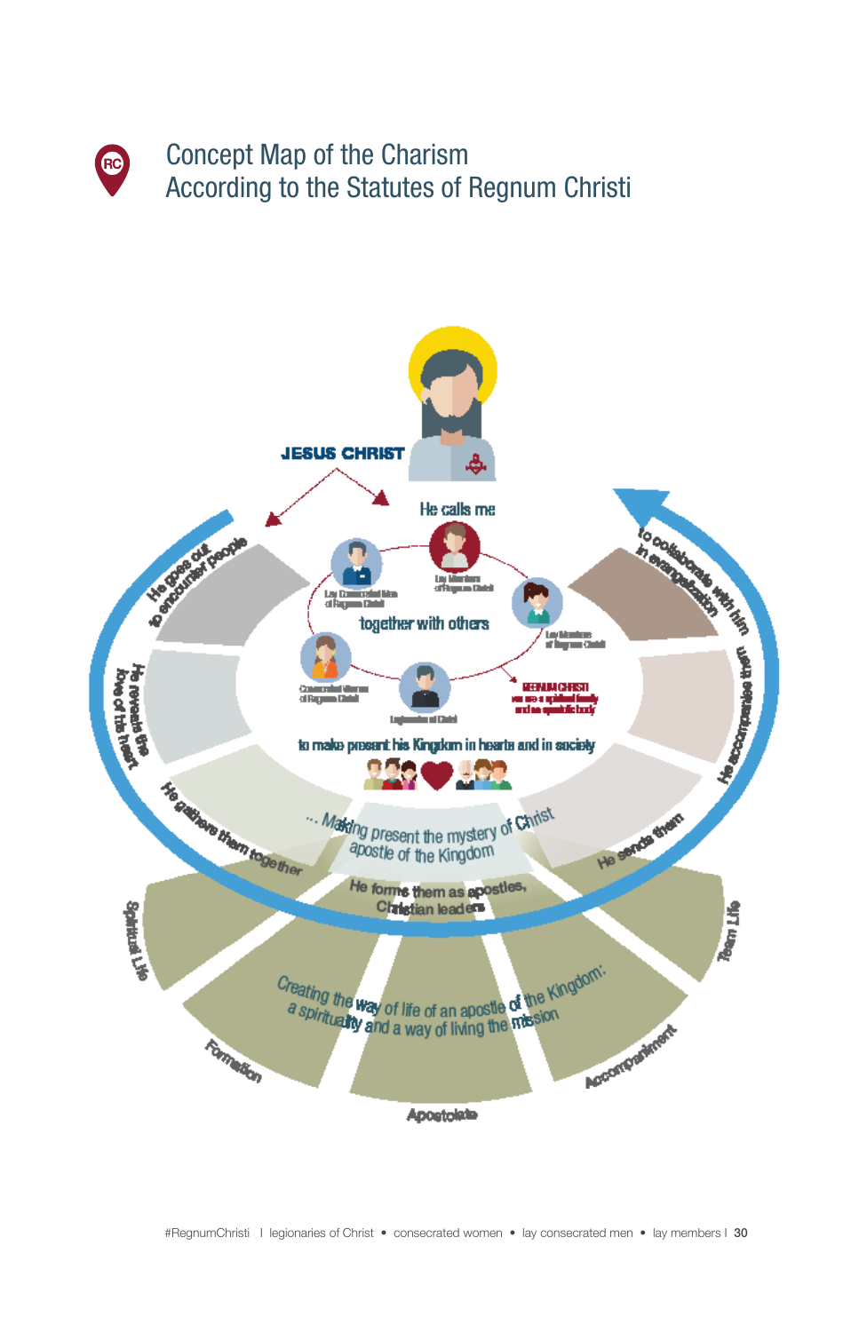# Concept Map of the Charism According to the Statutes of Regnum Christi

JESUS CHRIST

He calls me

Lay Consecrated Men of Regnum Christi

Lay Members of Regnum Christi

Lay Members of Regnum Christi

together with others

Consecrated Women of Regnum Christi

Legionaries of Christ

REGNUM CHRISTI we are a spiritual family and an apostolic body

to make present his Kingdom in hearts and in society

He goes out to encounter people

He reveals the love of his heart

He gathers them together

... Making present the mystery of Christ apostle of the Kingdom

He forms them as apostles, Christian leaders

He sends them

He accompanies them

to collaborate with him in evangelization

Creating the way of life of an apostle of the Kingdom: a spirituality and a way of living the mission

Spiritual Life

Formation

Apostolate

Accompaniment

Team Life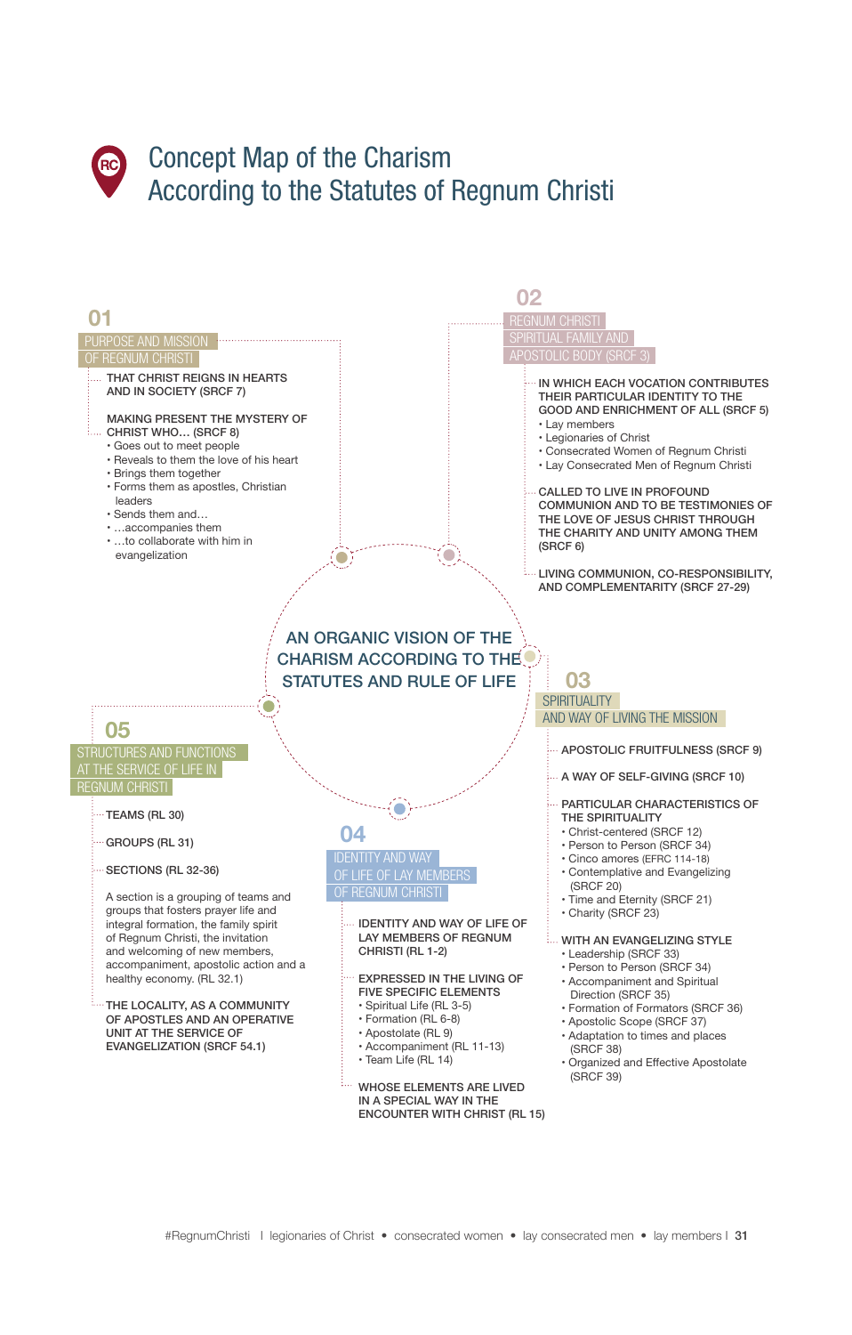# Concept Map of the Charism According to the Statutes of Regnum Christi

## AN ORGANIC VISION OF THE CHARISM ACCORDING TO THE STATUTES AND RULE OF LIFE

## 01 PURPOSE AND MISSION OF REGNUM CHRISTI

**THAT CHRIST REIGNS IN HEARTS AND IN SOCIETY (SRCF 7)**

**MAKING PRESENT THE MYSTERY OF CHRIST WHO… (SRCF 8)**

- Goes out to meet people
- Reveals to them the love of his heart
- Brings them together
- Forms them as apostles, Christian leaders
- Sends them and…
- …accompanies them
- …to collaborate with him in evangelization

## 02 REGNUM CHRISTI SPIRITUAL FAMILY AND APOSTOLIC BODY (SRCF 3)

**IN WHICH EACH VOCATION CONTRIBUTES THEIR PARTICULAR IDENTITY TO THE GOOD AND ENRICHMENT OF ALL (SRCF 5)**

- Lay members
- Legionaries of Christ
- Consecrated Women of Regnum Christi
- Lay Consecrated Men of Regnum Christi

**CALLED TO LIVE IN PROFOUND COMMUNION AND TO BE TESTIMONIES OF THE LOVE OF JESUS CHRIST THROUGH THE CHARITY AND UNITY AMONG THEM (SRCF 6)**

**LIVING COMMUNION, CO-RESPONSIBILITY, AND COMPLEMENTARITY (SRCF 27-29)**

## 03 SPIRITUALITY AND WAY OF LIVING THE MISSION

**APOSTOLIC FRUITFULNESS (SRCF 9)**

**A WAY OF SELF-GIVING (SRCF 10)**

**PARTICULAR CHARACTERISTICS OF THE SPIRITUALITY**

- Christ-centered (SRCF 12)
- Person to Person (SRCF 34)
- Cinco amores (EFRC 114-18)
- Contemplative and Evangelizing (SRCF 20)
- Time and Eternity (SRCF 21)
- Charity (SRCF 23)

**WITH AN EVANGELIZING STYLE**

- Leadership (SRCF 33)
- Person to Person (SRCF 34)
- Accompaniment and Spiritual Direction (SRCF 35)
- Formation of Formators (SRCF 36)
- Apostolic Scope (SRCF 37)
- Adaptation to times and places (SRCF 38)
- Organized and Effective Apostolate (SRCF 39)

## 04 IDENTITY AND WAY OF LIFE OF LAY MEMBERS OF REGNUM CHRISTI

**IDENTITY AND WAY OF LIFE OF LAY MEMBERS OF REGNUM CHRISTI (RL 1-2)**

**EXPRESSED IN THE LIVING OF FIVE SPECIFIC ELEMENTS**

- Spiritual Life (RL 3-5)
- Formation (RL 6-8)
- Apostolate (RL 9)
- Accompaniment (RL 11-13)
- Team Life (RL 14)

**WHOSE ELEMENTS ARE LIVED IN A SPECIAL WAY IN THE ENCOUNTER WITH CHRIST (RL 15)**

## 05 STRUCTURES AND FUNCTIONS AT THE SERVICE OF LIFE IN REGNUM CHRISTI

**TEAMS (RL 30)**

**GROUPS (RL 31)**

**SECTIONS (RL 32-36)**

A section is a grouping of teams and groups that fosters prayer life and integral formation, the family spirit of Regnum Christi, the invitation and welcoming of new members, accompaniment, apostolic action and a healthy economy. (RL 32.1)

**THE LOCALITY, AS A COMMUNITY OF APOSTLES AND AN OPERATIVE UNIT AT THE SERVICE OF EVANGELIZATION (SRCF 54.1)**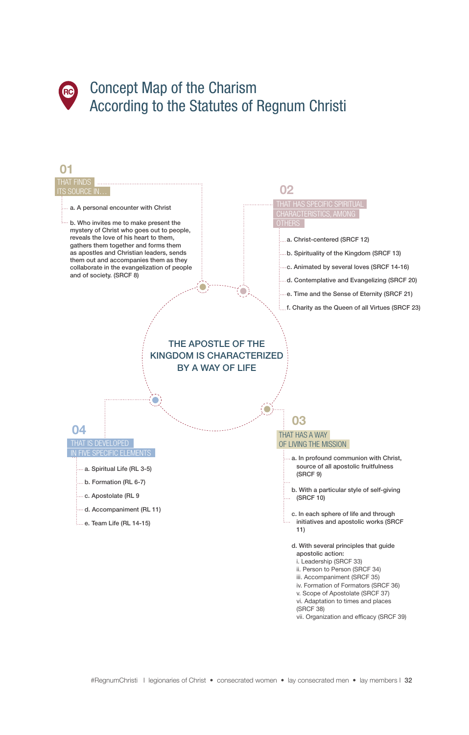# Concept Map of the Charism According to the Statutes of Regnum Christi

## THE APOSTLE OF THE KINGDOM IS CHARACTERIZED BY A WAY OF LIFE

### 01 THAT FINDS ITS SOURCE IN…

- a. A personal encounter with Christ
- b. Who invites me to make present the mystery of Christ who goes out to people, reveals the love of his heart to them, gathers them together and forms them as apostles and Christian leaders, sends them out and accompanies them as they collaborate in the evangelization of people and of society. (SRCF 8)

### 02 THAT HAS SPECIFIC SPIRITUAL CHARACTERISTICS, AMONG OTHERS

- a. Christ-centered (SRCF 12)
- b. Spirituality of the Kingdom (SRCF 13)
- c. Animated by several loves (SRCF 14-16)
- d. Contemplative and Evangelizing (SRCF 20)
- e. Time and the Sense of Eternity (SRCF 21)
- f. Charity as the Queen of all Virtues (SRCF 23)

### 03 THAT HAS A WAY OF LIVING THE MISSION

- a. In profound communion with Christ, source of all apostolic fruitfulness (SRCF 9)
- b. With a particular style of self-giving (SRCF 10)
- c. In each sphere of life and through initiatives and apostolic works (SRCF 11)
- d. With several principles that guide apostolic action:
  - i. Leadership (SRCF 33)
  - ii. Person to Person (SRCF 34)
  - iii. Accompaniment (SRCF 35)
  - iv. Formation of Formators (SRCF 36)
  - v. Scope of Apostolate (SRCF 37)
  - vi. Adaptation to times and places (SRCF 38)
  - vii. Organization and efficacy (SRCF 39)

### 04 THAT IS DEVELOPED IN FIVE SPECIFIC ELEMENTS

- a. Spiritual Life (RL 3-5)
- b. Formation (RL 6-7)
- c. Apostolate (RL 9
- d. Accompaniment (RL 11)
- e. Team Life (RL 14-15)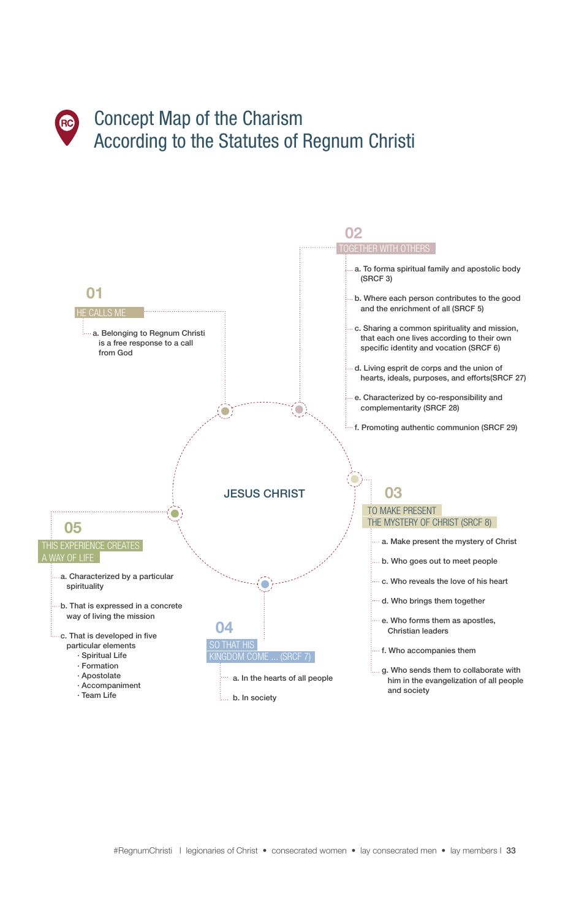# Concept Map of the Charism According to the Statutes of Regnum Christi

JESUS CHRIST

## 01 HE CALLS ME

a. Belonging to Regnum Christi is a free response to a call from God

## 02 TOGETHER WITH OTHERS

a. To forma spiritual family and apostolic body (SRCF 3)

b. Where each person contributes to the good and the enrichment of all (SRCF 5)

c. Sharing a common spirituality and mission, that each one lives according to their own specific identity and vocation (SRCF 6)

d. Living esprit de corps and the union of hearts, ideals, purposes, and efforts(SRCF 27)

e. Characterized by co-responsibility and complementarity (SRCF 28)

f. Promoting authentic communion (SRCF 29)

## 03 TO MAKE PRESENT THE MYSTERY OF CHRIST (SRCF 8)

a. Make present the mystery of Christ

b. Who goes out to meet people

c. Who reveals the love of his heart

d. Who brings them together

e. Who forms them as apostles, Christian leaders

f. Who accompanies them

g. Who sends them to collaborate with him in the evangelization of all people and society

## 04 SO THAT HIS KINGDOM COME ... (SRCF 7)

a. In the hearts of all people

b. In society

## 05 THIS EXPERIENCE CREATES A WAY OF LIFE

a. Characterized by a particular spirituality

b. That is expressed in a concrete way of living the mission

c. That is developed in five particular elements
- Spiritual Life
- Formation
- Apostolate
- Accompaniment
- Team Life